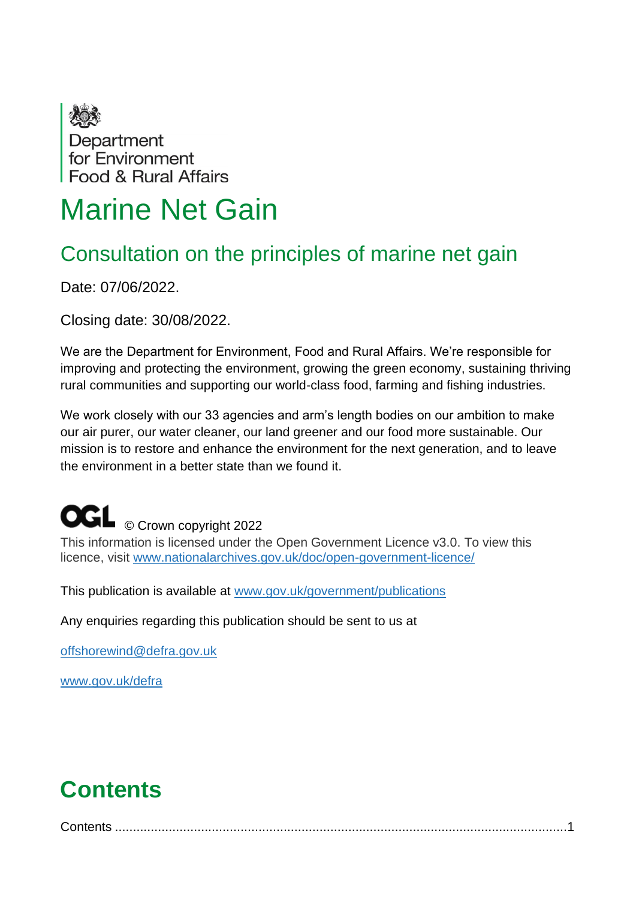Department for Environment Food & Rural Affairs

# Marine Net Gain

## Consultation on the principles of marine net gain

Date: 07/06/2022.

Closing date: 30/08/2022.

We are the Department for Environment, Food and Rural Affairs. We're responsible for improving and protecting the environment, growing the green economy, sustaining thriving rural communities and supporting our world-class food, farming and fishing industries.

We work closely with our 33 agencies and arm's length bodies on our ambition to make our air purer, our water cleaner, our land greener and our food more sustainable. Our mission is to restore and enhance the environment for the next generation, and to leave the environment in a better state than we found it.

OGL © Crown copyright 2022

This information is licensed under the Open Government Licence v3.0. To view this licence, visit www.nationalarchives.gov.uk/doc/open-government-licence/

This publication is available at www.gov.uk/government/publications

Any enquiries regarding this publication should be sent to us at

offshorewind@defra.gov.uk

www.gov.uk/defra

# Contents

Contents ........................................................................................................................1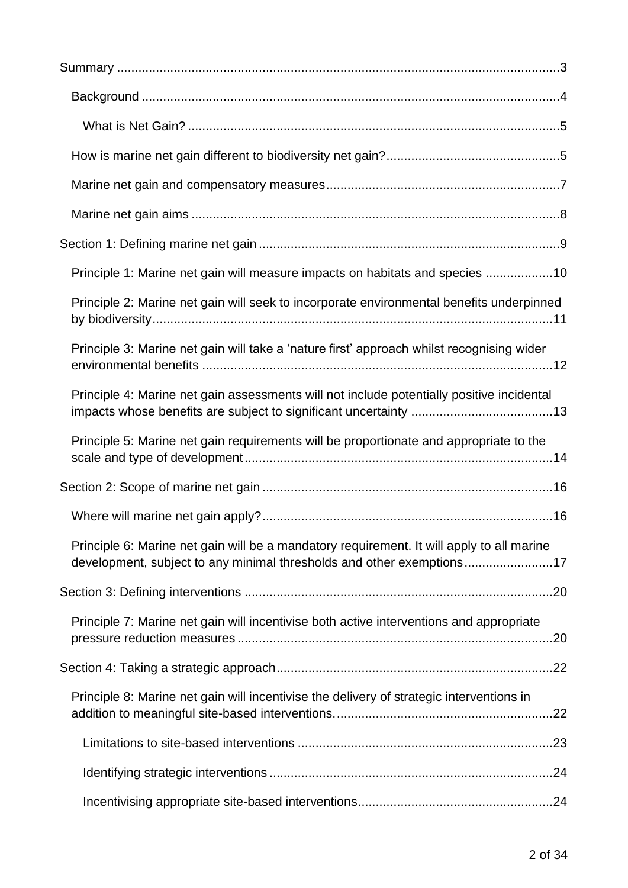Summary ... 3

- Background ... 4
  - What is Net Gain? ... 5
- How is marine net gain different to biodiversity net gain? ... 5
- Marine net gain and compensatory measures ... 7
- Marine net gain aims ... 8

Section 1: Defining marine net gain ... 9

- Principle 1: Marine net gain will measure impacts on habitats and species ... 10
- Principle 2: Marine net gain will seek to incorporate environmental benefits underpinned by biodiversity ... 11
- Principle 3: Marine net gain will take a 'nature first' approach whilst recognising wider environmental benefits ... 12
- Principle 4: Marine net gain assessments will not include potentially positive incidental impacts whose benefits are subject to significant uncertainty ... 13
- Principle 5: Marine net gain requirements will be proportionate and appropriate to the scale and type of development ... 14

Section 2: Scope of marine net gain ... 16

- Where will marine net gain apply? ... 16
- Principle 6: Marine net gain will be a mandatory requirement. It will apply to all marine development, subject to any minimal thresholds and other exemptions ... 17

Section 3: Defining interventions ... 20

- Principle 7: Marine net gain will incentivise both active interventions and appropriate pressure reduction measures ... 20

Section 4: Taking a strategic approach ... 22

- Principle 8: Marine net gain will incentivise the delivery of strategic interventions in addition to meaningful site-based interventions. ... 22
  - Limitations to site-based interventions ... 23
  - Identifying strategic interventions ... 24
  - Incentivising appropriate site-based interventions ... 24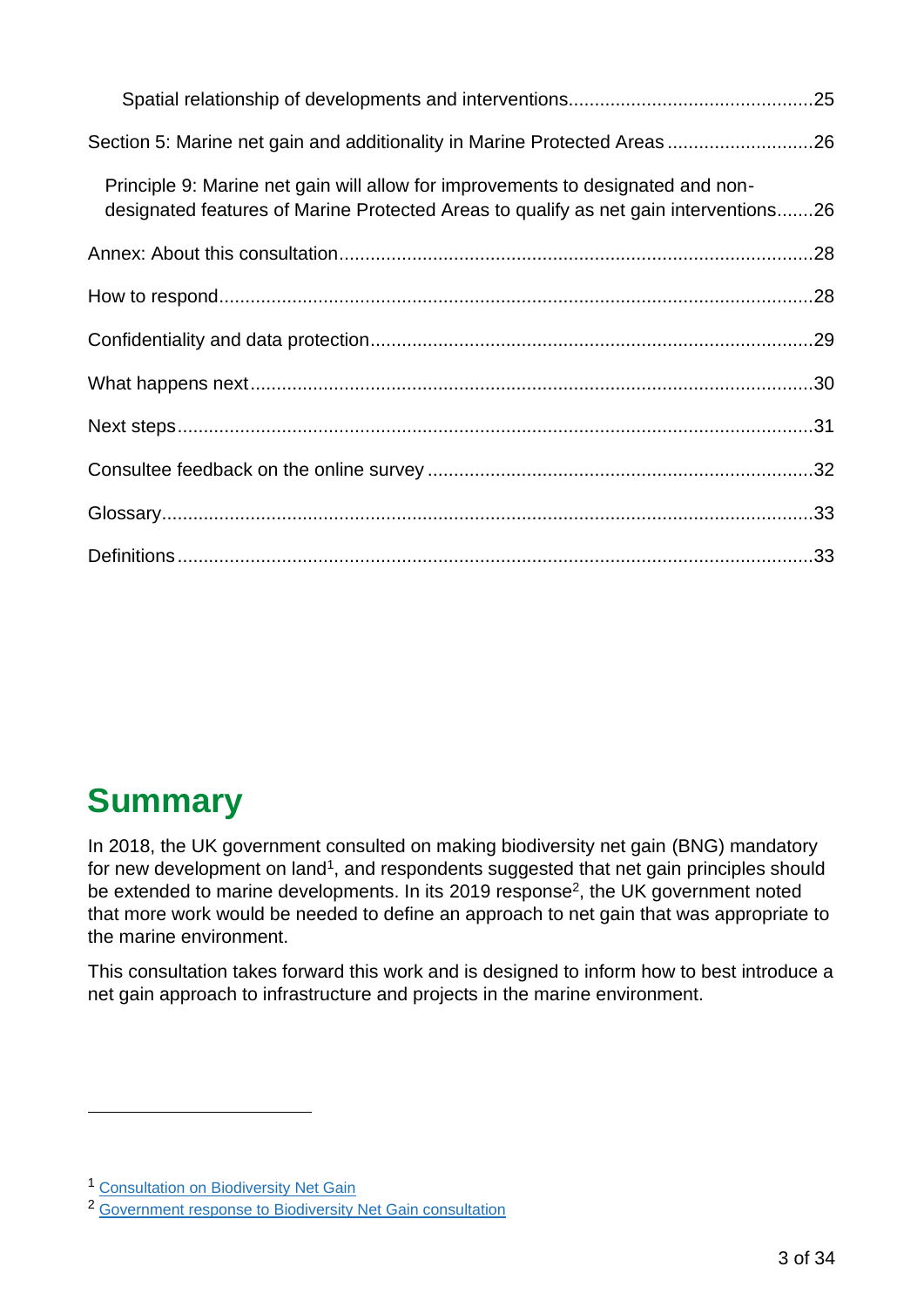Spatial relationship of developments and interventions .......... 25

Section 5: Marine net gain and additionality in Marine Protected Areas .......... 26

Principle 9: Marine net gain will allow for improvements to designated and non-designated features of Marine Protected Areas to qualify as net gain interventions .......... 26

Annex: About this consultation .......... 28

How to respond .......... 28

Confidentiality and data protection .......... 29

What happens next .......... 30

Next steps .......... 31

Consultee feedback on the online survey .......... 32

Glossary .......... 33

Definitions .......... 33

# Summary

In 2018, the UK government consulted on making biodiversity net gain (BNG) mandatory for new development on land[1], and respondents suggested that net gain principles should be extended to marine developments. In its 2019 response[2], the UK government noted that more work would be needed to define an approach to net gain that was appropriate to the marine environment.

This consultation takes forward this work and is designed to inform how to best introduce a net gain approach to infrastructure and projects in the marine environment.

---

[1] Consultation on Biodiversity Net Gain

[2] Government response to Biodiversity Net Gain consultation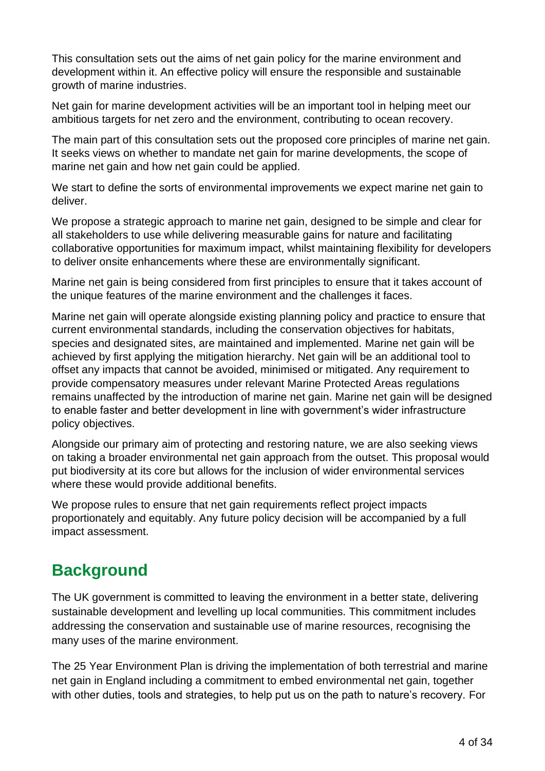This consultation sets out the aims of net gain policy for the marine environment and development within it. An effective policy will ensure the responsible and sustainable growth of marine industries.

Net gain for marine development activities will be an important tool in helping meet our ambitious targets for net zero and the environment, contributing to ocean recovery.

The main part of this consultation sets out the proposed core principles of marine net gain. It seeks views on whether to mandate net gain for marine developments, the scope of marine net gain and how net gain could be applied.

We start to define the sorts of environmental improvements we expect marine net gain to deliver.

We propose a strategic approach to marine net gain, designed to be simple and clear for all stakeholders to use while delivering measurable gains for nature and facilitating collaborative opportunities for maximum impact, whilst maintaining flexibility for developers to deliver onsite enhancements where these are environmentally significant.

Marine net gain is being considered from first principles to ensure that it takes account of the unique features of the marine environment and the challenges it faces.

Marine net gain will operate alongside existing planning policy and practice to ensure that current environmental standards, including the conservation objectives for habitats, species and designated sites, are maintained and implemented. Marine net gain will be achieved by first applying the mitigation hierarchy. Net gain will be an additional tool to offset any impacts that cannot be avoided, minimised or mitigated. Any requirement to provide compensatory measures under relevant Marine Protected Areas regulations remains unaffected by the introduction of marine net gain. Marine net gain will be designed to enable faster and better development in line with government's wider infrastructure policy objectives.

Alongside our primary aim of protecting and restoring nature, we are also seeking views on taking a broader environmental net gain approach from the outset. This proposal would put biodiversity at its core but allows for the inclusion of wider environmental services where these would provide additional benefits.

We propose rules to ensure that net gain requirements reflect project impacts proportionately and equitably. Any future policy decision will be accompanied by a full impact assessment.

## Background

The UK government is committed to leaving the environment in a better state, delivering sustainable development and levelling up local communities. This commitment includes addressing the conservation and sustainable use of marine resources, recognising the many uses of the marine environment.

The 25 Year Environment Plan is driving the implementation of both terrestrial and marine net gain in England including a commitment to embed environmental net gain, together with other duties, tools and strategies, to help put us on the path to nature's recovery. For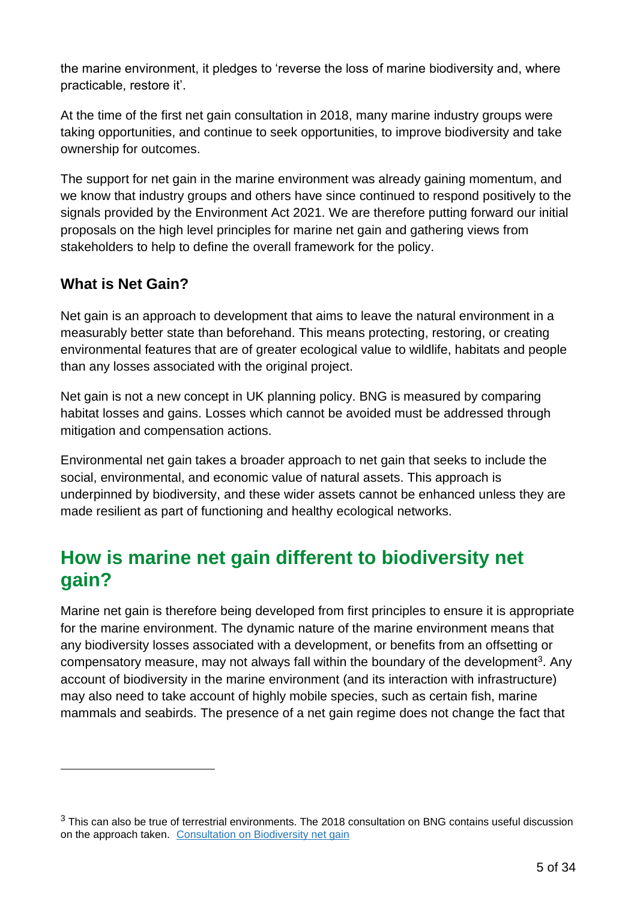the marine environment, it pledges to 'reverse the loss of marine biodiversity and, where practicable, restore it'.

At the time of the first net gain consultation in 2018, many marine industry groups were taking opportunities, and continue to seek opportunities, to improve biodiversity and take ownership for outcomes.

The support for net gain in the marine environment was already gaining momentum, and we know that industry groups and others have since continued to respond positively to the signals provided by the Environment Act 2021. We are therefore putting forward our initial proposals on the high level principles for marine net gain and gathering views from stakeholders to help to define the overall framework for the policy.

### What is Net Gain?

Net gain is an approach to development that aims to leave the natural environment in a measurably better state than beforehand. This means protecting, restoring, or creating environmental features that are of greater ecological value to wildlife, habitats and people than any losses associated with the original project.

Net gain is not a new concept in UK planning policy. BNG is measured by comparing habitat losses and gains. Losses which cannot be avoided must be addressed through mitigation and compensation actions.

Environmental net gain takes a broader approach to net gain that seeks to include the social, environmental, and economic value of natural assets. This approach is underpinned by biodiversity, and these wider assets cannot be enhanced unless they are made resilient as part of functioning and healthy ecological networks.

## How is marine net gain different to biodiversity net gain?

Marine net gain is therefore being developed from first principles to ensure it is appropriate for the marine environment. The dynamic nature of the marine environment means that any biodiversity losses associated with a development, or benefits from an offsetting or compensatory measure, may not always fall within the boundary of the development[3]. Any account of biodiversity in the marine environment (and its interaction with infrastructure) may also need to take account of highly mobile species, such as certain fish, marine mammals and seabirds. The presence of a net gain regime does not change the fact that

---

[3] This can also be true of terrestrial environments. The 2018 consultation on BNG contains useful discussion on the approach taken. [Consultation on Biodiversity net gain]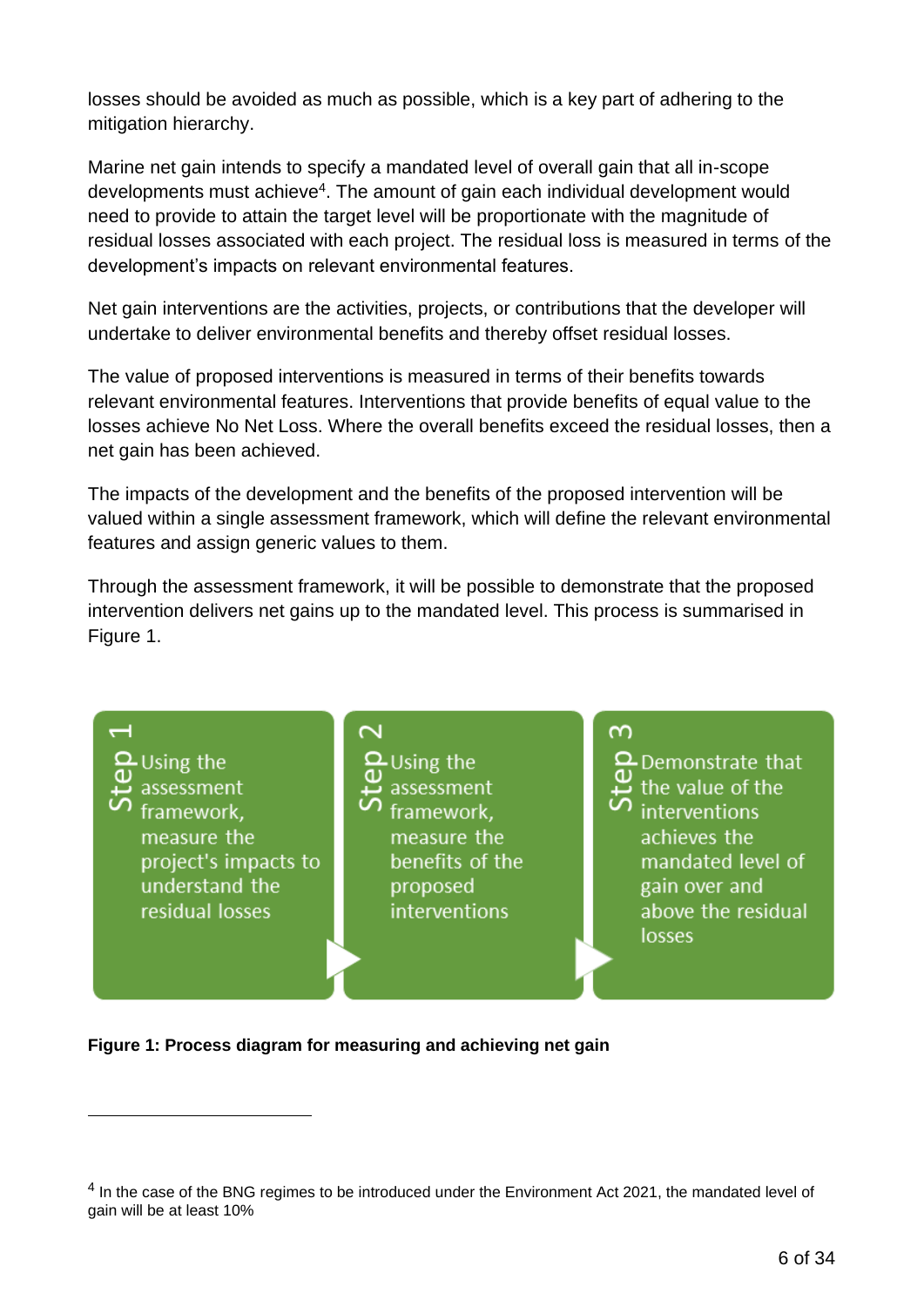losses should be avoided as much as possible, which is a key part of adhering to the mitigation hierarchy.

Marine net gain intends to specify a mandated level of overall gain that all in-scope developments must achieve[4]. The amount of gain each individual development would need to provide to attain the target level will be proportionate with the magnitude of residual losses associated with each project. The residual loss is measured in terms of the development's impacts on relevant environmental features.

Net gain interventions are the activities, projects, or contributions that the developer will undertake to deliver environmental benefits and thereby offset residual losses.

The value of proposed interventions is measured in terms of their benefits towards relevant environmental features. Interventions that provide benefits of equal value to the losses achieve No Net Loss. Where the overall benefits exceed the residual losses, then a net gain has been achieved.

The impacts of the development and the benefits of the proposed intervention will be valued within a single assessment framework, which will define the relevant environmental features and assign generic values to them.

Through the assessment framework, it will be possible to demonstrate that the proposed intervention delivers net gains up to the mandated level. This process is summarised in Figure 1.

**Step 1:** Using the assessment framework, measure the project's impacts to understand the residual losses

**Step 2:** Using the assessment framework, measure the benefits of the proposed interventions

**Step 3:** Demonstrate that the value of the interventions achieves the mandated level of gain over and above the residual losses

**Figure 1: Process diagram for measuring and achieving net gain**

---

[4] In the case of the BNG regimes to be introduced under the Environment Act 2021, the mandated level of gain will be at least 10%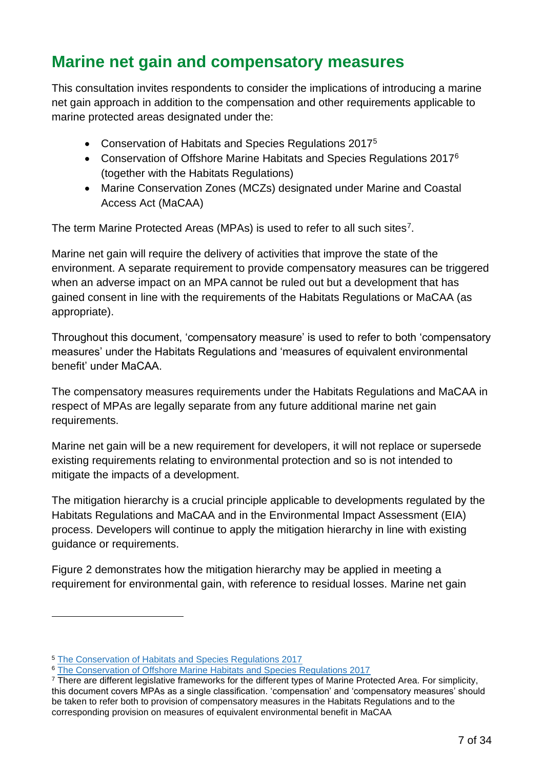## Marine net gain and compensatory measures

This consultation invites respondents to consider the implications of introducing a marine net gain approach in addition to the compensation and other requirements applicable to marine protected areas designated under the:

- Conservation of Habitats and Species Regulations 2017[5]
- Conservation of Offshore Marine Habitats and Species Regulations 2017[6] (together with the Habitats Regulations)
- Marine Conservation Zones (MCZs) designated under Marine and Coastal Access Act (MaCAA)

The term Marine Protected Areas (MPAs) is used to refer to all such sites[7].

Marine net gain will require the delivery of activities that improve the state of the environment. A separate requirement to provide compensatory measures can be triggered when an adverse impact on an MPA cannot be ruled out but a development that has gained consent in line with the requirements of the Habitats Regulations or MaCAA (as appropriate).

Throughout this document, 'compensatory measure' is used to refer to both 'compensatory measures' under the Habitats Regulations and 'measures of equivalent environmental benefit' under MaCAA.

The compensatory measures requirements under the Habitats Regulations and MaCAA in respect of MPAs are legally separate from any future additional marine net gain requirements.

Marine net gain will be a new requirement for developers, it will not replace or supersede existing requirements relating to environmental protection and so is not intended to mitigate the impacts of a development.

The mitigation hierarchy is a crucial principle applicable to developments regulated by the Habitats Regulations and MaCAA and in the Environmental Impact Assessment (EIA) process. Developers will continue to apply the mitigation hierarchy in line with existing guidance or requirements.

Figure 2 demonstrates how the mitigation hierarchy may be applied in meeting a requirement for environmental gain, with reference to residual losses. Marine net gain

---

[5] The Conservation of Habitats and Species Regulations 2017

[6] The Conservation of Offshore Marine Habitats and Species Regulations 2017

[7] There are different legislative frameworks for the different types of Marine Protected Area. For simplicity, this document covers MPAs as a single classification. 'compensation' and 'compensatory measures' should be taken to refer both to provision of compensatory measures in the Habitats Regulations and to the corresponding provision on measures of equivalent environmental benefit in MaCAA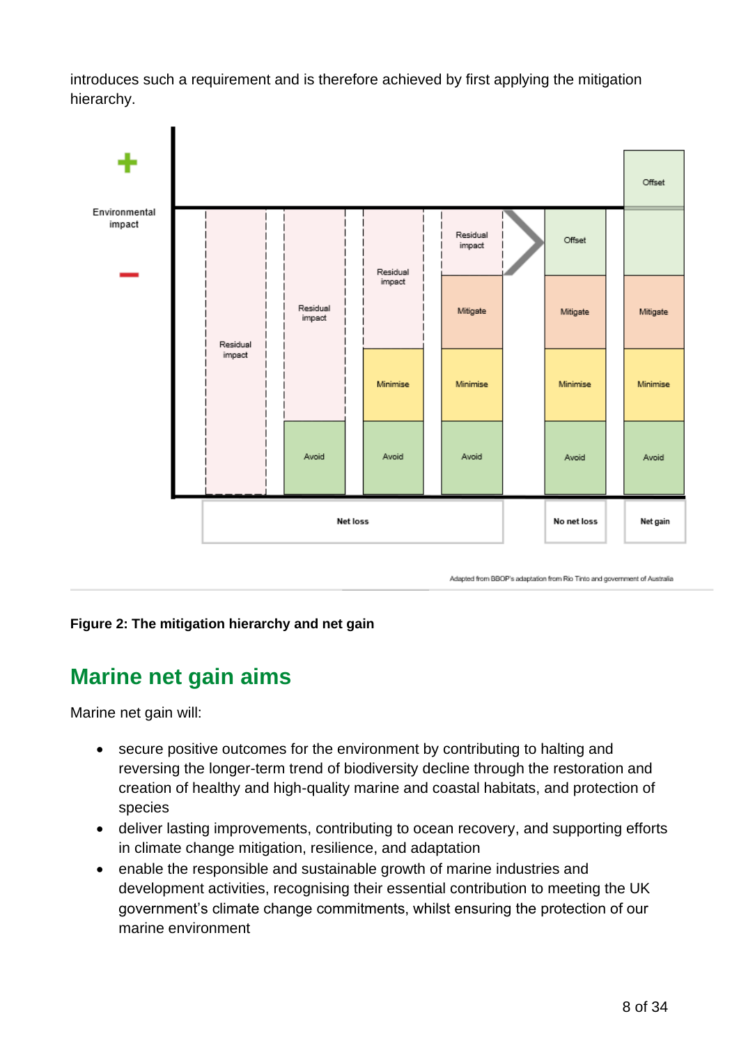introduces such a requirement and is therefore achieved by first applying the mitigation hierarchy.

**Figure 2: The mitigation hierarchy and net gain**

## Marine net gain aims

Marine net gain will:

- secure positive outcomes for the environment by contributing to halting and reversing the longer-term trend of biodiversity decline through the restoration and creation of healthy and high-quality marine and coastal habitats, and protection of species
- deliver lasting improvements, contributing to ocean recovery, and supporting efforts in climate change mitigation, resilience, and adaptation
- enable the responsible and sustainable growth of marine industries and development activities, recognising their essential contribution to meeting the UK government's climate change commitments, whilst ensuring the protection of our marine environment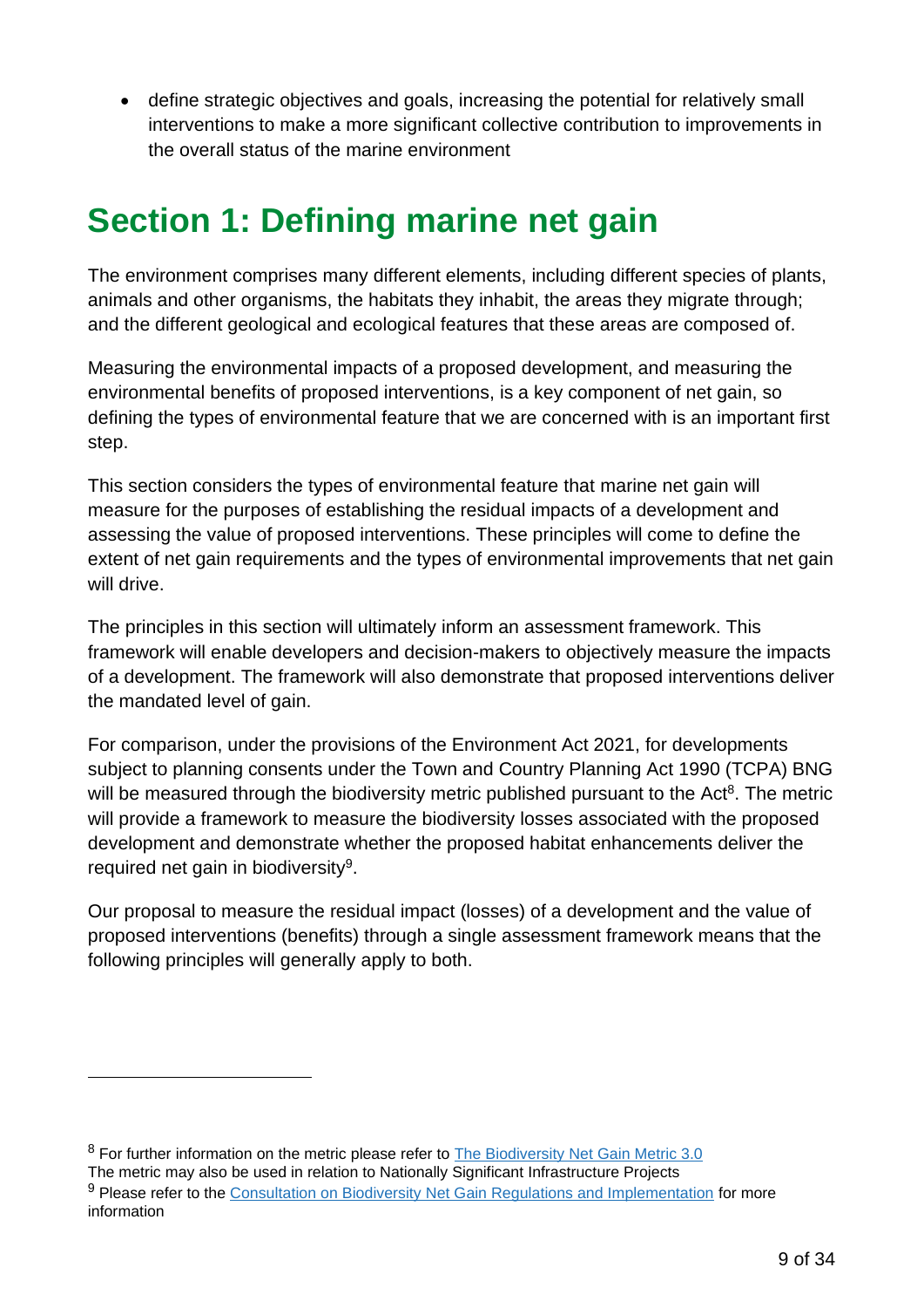- define strategic objectives and goals, increasing the potential for relatively small interventions to make a more significant collective contribution to improvements in the overall status of the marine environment

# Section 1: Defining marine net gain

The environment comprises many different elements, including different species of plants, animals and other organisms, the habitats they inhabit, the areas they migrate through; and the different geological and ecological features that these areas are composed of.

Measuring the environmental impacts of a proposed development, and measuring the environmental benefits of proposed interventions, is a key component of net gain, so defining the types of environmental feature that we are concerned with is an important first step.

This section considers the types of environmental feature that marine net gain will measure for the purposes of establishing the residual impacts of a development and assessing the value of proposed interventions. These principles will come to define the extent of net gain requirements and the types of environmental improvements that net gain will drive.

The principles in this section will ultimately inform an assessment framework. This framework will enable developers and decision-makers to objectively measure the impacts of a development. The framework will also demonstrate that proposed interventions deliver the mandated level of gain.

For comparison, under the provisions of the Environment Act 2021, for developments subject to planning consents under the Town and Country Planning Act 1990 (TCPA) BNG will be measured through the biodiversity metric published pursuant to the Act[8]. The metric will provide a framework to measure the biodiversity losses associated with the proposed development and demonstrate whether the proposed habitat enhancements deliver the required net gain in biodiversity[9].

Our proposal to measure the residual impact (losses) of a development and the value of proposed interventions (benefits) through a single assessment framework means that the following principles will generally apply to both.

---

[8] For further information on the metric please refer to [The Biodiversity Net Gain Metric 3.0]
The metric may also be used in relation to Nationally Significant Infrastructure Projects

[9] Please refer to the [Consultation on Biodiversity Net Gain Regulations and Implementation] for more information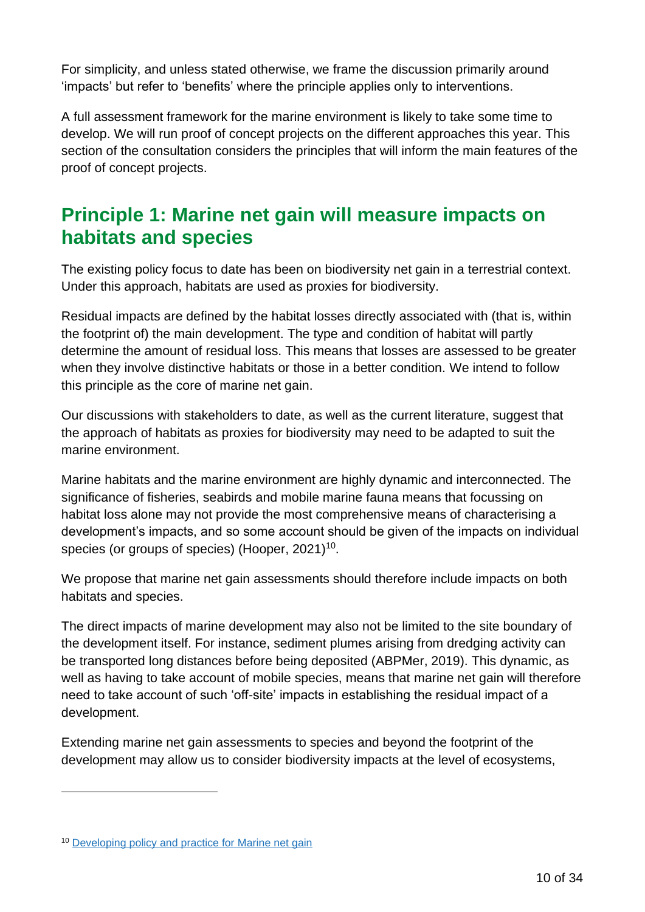For simplicity, and unless stated otherwise, we frame the discussion primarily around 'impacts' but refer to 'benefits' where the principle applies only to interventions.

A full assessment framework for the marine environment is likely to take some time to develop. We will run proof of concept projects on the different approaches this year. This section of the consultation considers the principles that will inform the main features of the proof of concept projects.

## Principle 1: Marine net gain will measure impacts on habitats and species

The existing policy focus to date has been on biodiversity net gain in a terrestrial context. Under this approach, habitats are used as proxies for biodiversity.

Residual impacts are defined by the habitat losses directly associated with (that is, within the footprint of) the main development. The type and condition of habitat will partly determine the amount of residual loss. This means that losses are assessed to be greater when they involve distinctive habitats or those in a better condition. We intend to follow this principle as the core of marine net gain.

Our discussions with stakeholders to date, as well as the current literature, suggest that the approach of habitats as proxies for biodiversity may need to be adapted to suit the marine environment.

Marine habitats and the marine environment are highly dynamic and interconnected. The significance of fisheries, seabirds and mobile marine fauna means that focussing on habitat loss alone may not provide the most comprehensive means of characterising a development's impacts, and so some account should be given of the impacts on individual species (or groups of species) (Hooper, 2021)[10].

We propose that marine net gain assessments should therefore include impacts on both habitats and species.

The direct impacts of marine development may also not be limited to the site boundary of the development itself. For instance, sediment plumes arising from dredging activity can be transported long distances before being deposited (ABPMer, 2019). This dynamic, as well as having to take account of mobile species, means that marine net gain will therefore need to take account of such 'off-site' impacts in establishing the residual impact of a development.

Extending marine net gain assessments to species and beyond the footprint of the development may allow us to consider biodiversity impacts at the level of ecosystems,

[10] Developing policy and practice for Marine net gain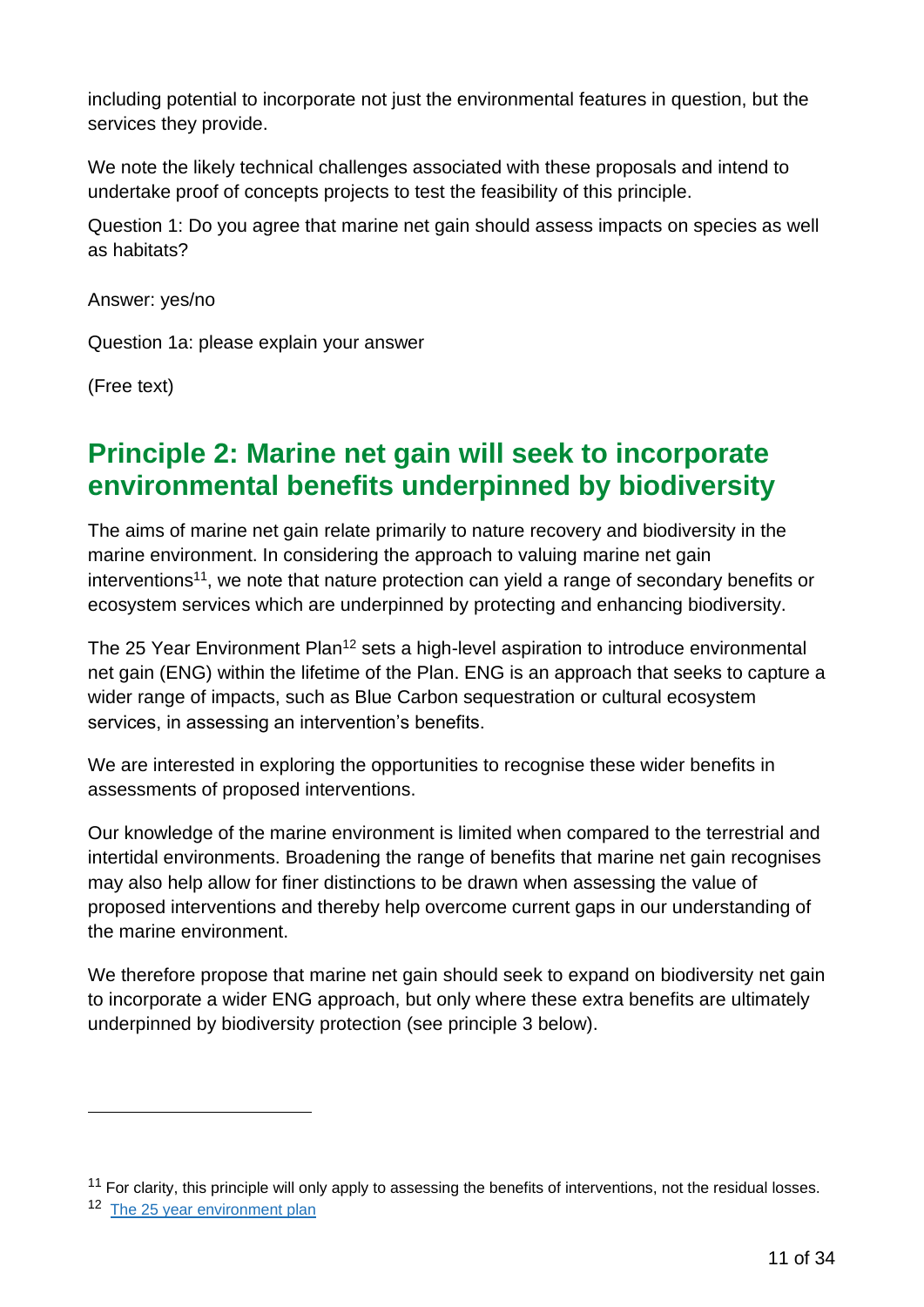including potential to incorporate not just the environmental features in question, but the services they provide.

We note the likely technical challenges associated with these proposals and intend to undertake proof of concepts projects to test the feasibility of this principle.

Question 1: Do you agree that marine net gain should assess impacts on species as well as habitats?

Answer: yes/no

Question 1a: please explain your answer

(Free text)

## Principle 2: Marine net gain will seek to incorporate environmental benefits underpinned by biodiversity

The aims of marine net gain relate primarily to nature recovery and biodiversity in the marine environment. In considering the approach to valuing marine net gain interventions[11], we note that nature protection can yield a range of secondary benefits or ecosystem services which are underpinned by protecting and enhancing biodiversity.

The 25 Year Environment Plan[12] sets a high-level aspiration to introduce environmental net gain (ENG) within the lifetime of the Plan. ENG is an approach that seeks to capture a wider range of impacts, such as Blue Carbon sequestration or cultural ecosystem services, in assessing an intervention's benefits.

We are interested in exploring the opportunities to recognise these wider benefits in assessments of proposed interventions.

Our knowledge of the marine environment is limited when compared to the terrestrial and intertidal environments. Broadening the range of benefits that marine net gain recognises may also help allow for finer distinctions to be drawn when assessing the value of proposed interventions and thereby help overcome current gaps in our understanding of the marine environment.

We therefore propose that marine net gain should seek to expand on biodiversity net gain to incorporate a wider ENG approach, but only where these extra benefits are ultimately underpinned by biodiversity protection (see principle 3 below).

---

[11] For clarity, this principle will only apply to assessing the benefits of interventions, not the residual losses.

[12] [The 25 year environment plan]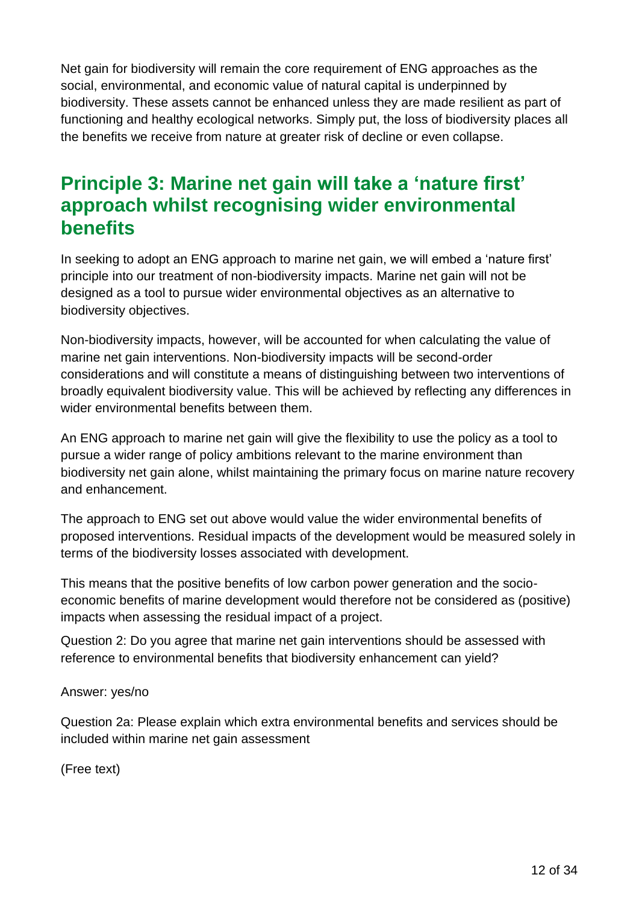Net gain for biodiversity will remain the core requirement of ENG approaches as the social, environmental, and economic value of natural capital is underpinned by biodiversity. These assets cannot be enhanced unless they are made resilient as part of functioning and healthy ecological networks. Simply put, the loss of biodiversity places all the benefits we receive from nature at greater risk of decline or even collapse.

## Principle 3: Marine net gain will take a 'nature first' approach whilst recognising wider environmental benefits

In seeking to adopt an ENG approach to marine net gain, we will embed a 'nature first' principle into our treatment of non-biodiversity impacts. Marine net gain will not be designed as a tool to pursue wider environmental objectives as an alternative to biodiversity objectives.

Non-biodiversity impacts, however, will be accounted for when calculating the value of marine net gain interventions. Non-biodiversity impacts will be second-order considerations and will constitute a means of distinguishing between two interventions of broadly equivalent biodiversity value. This will be achieved by reflecting any differences in wider environmental benefits between them.

An ENG approach to marine net gain will give the flexibility to use the policy as a tool to pursue a wider range of policy ambitions relevant to the marine environment than biodiversity net gain alone, whilst maintaining the primary focus on marine nature recovery and enhancement.

The approach to ENG set out above would value the wider environmental benefits of proposed interventions. Residual impacts of the development would be measured solely in terms of the biodiversity losses associated with development.

This means that the positive benefits of low carbon power generation and the socio-economic benefits of marine development would therefore not be considered as (positive) impacts when assessing the residual impact of a project.

Question 2: Do you agree that marine net gain interventions should be assessed with reference to environmental benefits that biodiversity enhancement can yield?

Answer: yes/no

Question 2a: Please explain which extra environmental benefits and services should be included within marine net gain assessment

(Free text)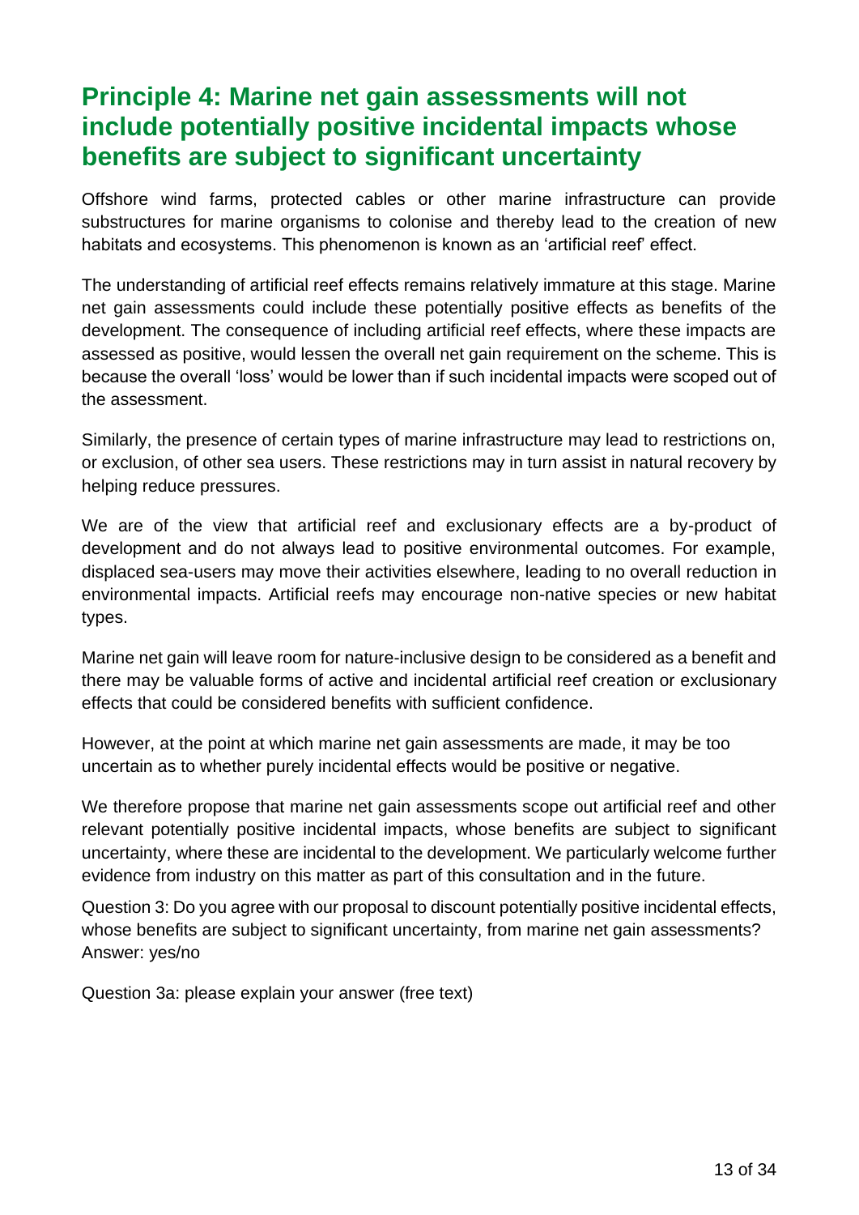## Principle 4: Marine net gain assessments will not include potentially positive incidental impacts whose benefits are subject to significant uncertainty

Offshore wind farms, protected cables or other marine infrastructure can provide substructures for marine organisms to colonise and thereby lead to the creation of new habitats and ecosystems. This phenomenon is known as an 'artificial reef' effect.

The understanding of artificial reef effects remains relatively immature at this stage. Marine net gain assessments could include these potentially positive effects as benefits of the development. The consequence of including artificial reef effects, where these impacts are assessed as positive, would lessen the overall net gain requirement on the scheme. This is because the overall 'loss' would be lower than if such incidental impacts were scoped out of the assessment.

Similarly, the presence of certain types of marine infrastructure may lead to restrictions on, or exclusion, of other sea users. These restrictions may in turn assist in natural recovery by helping reduce pressures.

We are of the view that artificial reef and exclusionary effects are a by-product of development and do not always lead to positive environmental outcomes. For example, displaced sea-users may move their activities elsewhere, leading to no overall reduction in environmental impacts. Artificial reefs may encourage non-native species or new habitat types.

Marine net gain will leave room for nature-inclusive design to be considered as a benefit and there may be valuable forms of active and incidental artificial reef creation or exclusionary effects that could be considered benefits with sufficient confidence.

However, at the point at which marine net gain assessments are made, it may be too uncertain as to whether purely incidental effects would be positive or negative.

We therefore propose that marine net gain assessments scope out artificial reef and other relevant potentially positive incidental impacts, whose benefits are subject to significant uncertainty, where these are incidental to the development. We particularly welcome further evidence from industry on this matter as part of this consultation and in the future.

Question 3: Do you agree with our proposal to discount potentially positive incidental effects, whose benefits are subject to significant uncertainty, from marine net gain assessments? Answer: yes/no

Question 3a: please explain your answer (free text)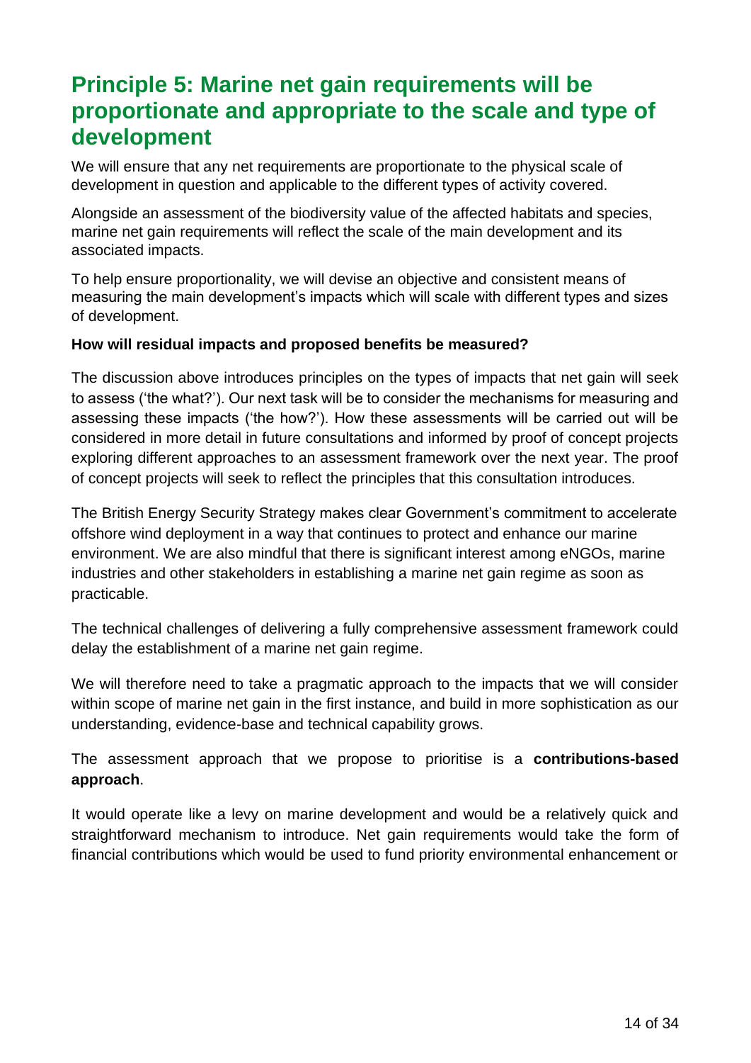## Principle 5: Marine net gain requirements will be proportionate and appropriate to the scale and type of development

We will ensure that any net requirements are proportionate to the physical scale of development in question and applicable to the different types of activity covered.

Alongside an assessment of the biodiversity value of the affected habitats and species, marine net gain requirements will reflect the scale of the main development and its associated impacts.

To help ensure proportionality, we will devise an objective and consistent means of measuring the main development's impacts which will scale with different types and sizes of development.

**How will residual impacts and proposed benefits be measured?**

The discussion above introduces principles on the types of impacts that net gain will seek to assess ('the what?'). Our next task will be to consider the mechanisms for measuring and assessing these impacts ('the how?'). How these assessments will be carried out will be considered in more detail in future consultations and informed by proof of concept projects exploring different approaches to an assessment framework over the next year. The proof of concept projects will seek to reflect the principles that this consultation introduces.

The British Energy Security Strategy makes clear Government's commitment to accelerate offshore wind deployment in a way that continues to protect and enhance our marine environment. We are also mindful that there is significant interest among eNGOs, marine industries and other stakeholders in establishing a marine net gain regime as soon as practicable.

The technical challenges of delivering a fully comprehensive assessment framework could delay the establishment of a marine net gain regime.

We will therefore need to take a pragmatic approach to the impacts that we will consider within scope of marine net gain in the first instance, and build in more sophistication as our understanding, evidence-base and technical capability grows.

The assessment approach that we propose to prioritise is a **contributions-based approach**.

It would operate like a levy on marine development and would be a relatively quick and straightforward mechanism to introduce. Net gain requirements would take the form of financial contributions which would be used to fund priority environmental enhancement or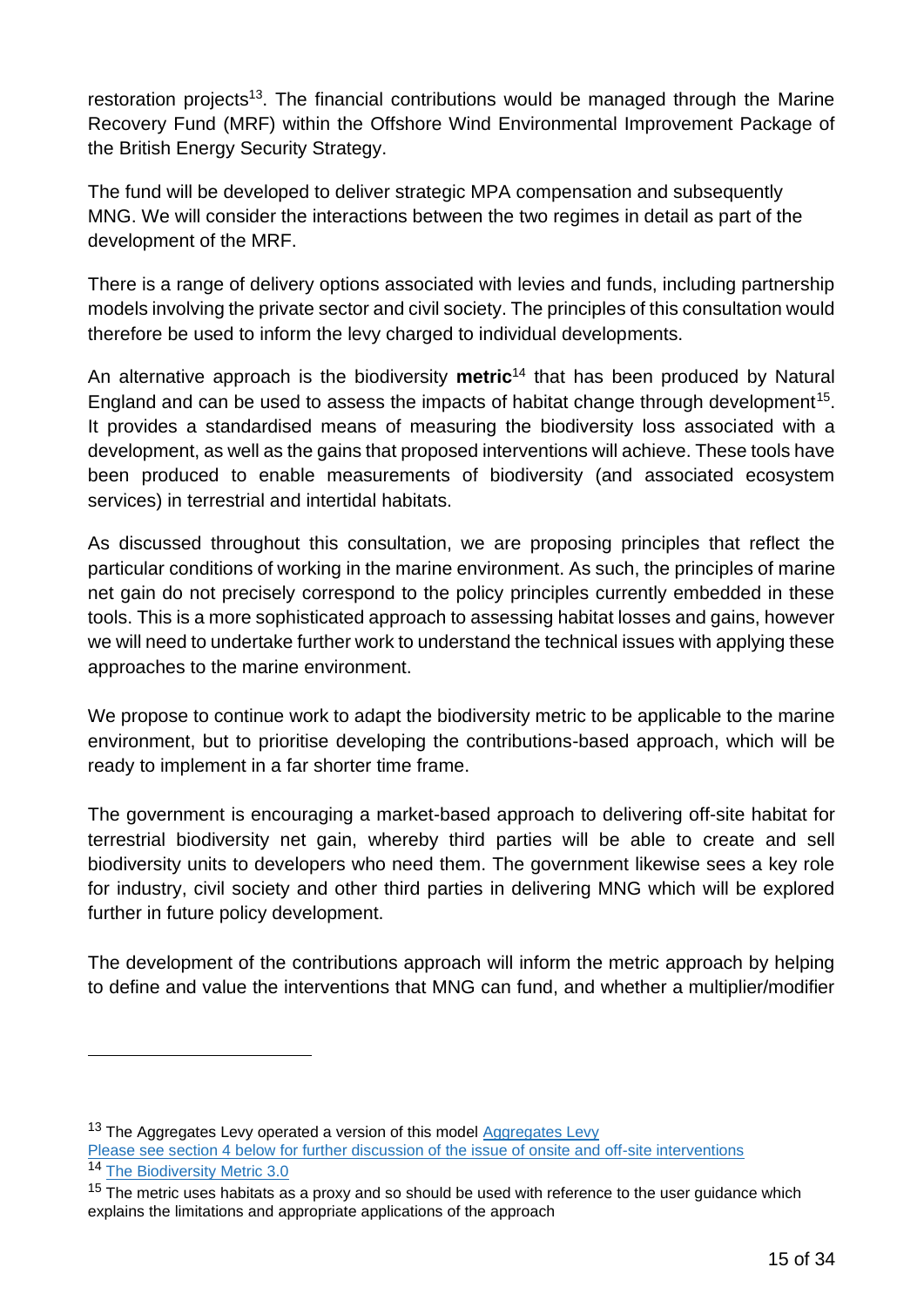restoration projects[13]. The financial contributions would be managed through the Marine Recovery Fund (MRF) within the Offshore Wind Environmental Improvement Package of the British Energy Security Strategy.

The fund will be developed to deliver strategic MPA compensation and subsequently MNG. We will consider the interactions between the two regimes in detail as part of the development of the MRF.

There is a range of delivery options associated with levies and funds, including partnership models involving the private sector and civil society. The principles of this consultation would therefore be used to inform the levy charged to individual developments.

An alternative approach is the biodiversity **metric**[14] that has been produced by Natural England and can be used to assess the impacts of habitat change through development[15]. It provides a standardised means of measuring the biodiversity loss associated with a development, as well as the gains that proposed interventions will achieve. These tools have been produced to enable measurements of biodiversity (and associated ecosystem services) in terrestrial and intertidal habitats.

As discussed throughout this consultation, we are proposing principles that reflect the particular conditions of working in the marine environment. As such, the principles of marine net gain do not precisely correspond to the policy principles currently embedded in these tools. This is a more sophisticated approach to assessing habitat losses and gains, however we will need to undertake further work to understand the technical issues with applying these approaches to the marine environment.

We propose to continue work to adapt the biodiversity metric to be applicable to the marine environment, but to prioritise developing the contributions-based approach, which will be ready to implement in a far shorter time frame.

The government is encouraging a market-based approach to delivering off-site habitat for terrestrial biodiversity net gain, whereby third parties will be able to create and sell biodiversity units to developers who need them. The government likewise sees a key role for industry, civil society and other third parties in delivering MNG which will be explored further in future policy development.

The development of the contributions approach will inform the metric approach by helping to define and value the interventions that MNG can fund, and whether a multiplier/modifier

---

[13] The Aggregates Levy operated a version of this model Aggregates Levy
Please see section 4 below for further discussion of the issue of onsite and off-site interventions

[14] The Biodiversity Metric 3.0

[15] The metric uses habitats as a proxy and so should be used with reference to the user guidance which explains the limitations and appropriate applications of the approach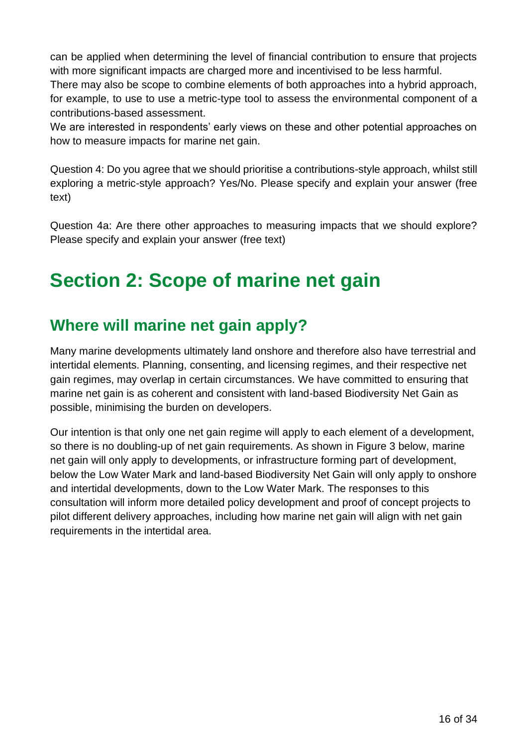can be applied when determining the level of financial contribution to ensure that projects with more significant impacts are charged more and incentivised to be less harmful.

There may also be scope to combine elements of both approaches into a hybrid approach, for example, to use to use a metric-type tool to assess the environmental component of a contributions-based assessment.

We are interested in respondents' early views on these and other potential approaches on how to measure impacts for marine net gain.

Question 4: Do you agree that we should prioritise a contributions-style approach, whilst still exploring a metric-style approach? Yes/No. Please specify and explain your answer (free text)

Question 4a: Are there other approaches to measuring impacts that we should explore? Please specify and explain your answer (free text)

# Section 2: Scope of marine net gain

## Where will marine net gain apply?

Many marine developments ultimately land onshore and therefore also have terrestrial and intertidal elements. Planning, consenting, and licensing regimes, and their respective net gain regimes, may overlap in certain circumstances. We have committed to ensuring that marine net gain is as coherent and consistent with land-based Biodiversity Net Gain as possible, minimising the burden on developers.

Our intention is that only one net gain regime will apply to each element of a development, so there is no doubling-up of net gain requirements. As shown in Figure 3 below, marine net gain will only apply to developments, or infrastructure forming part of development, below the Low Water Mark and land-based Biodiversity Net Gain will only apply to onshore and intertidal developments, down to the Low Water Mark. The responses to this consultation will inform more detailed policy development and proof of concept projects to pilot different delivery approaches, including how marine net gain will align with net gain requirements in the intertidal area.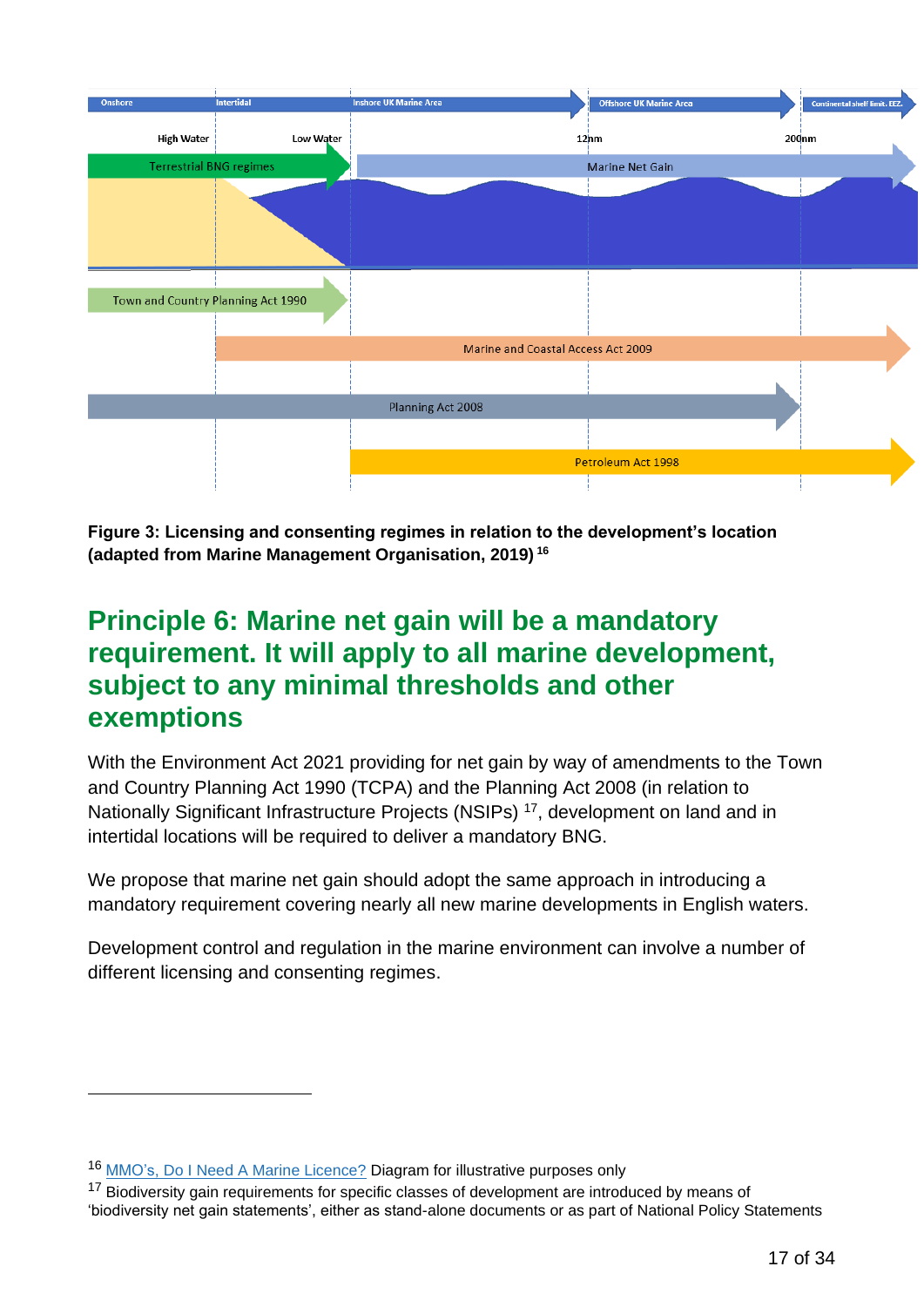**Figure 3: Licensing and consenting regimes in relation to the development's location (adapted from Marine Management Organisation, 2019)** [16]

## Principle 6: Marine net gain will be a mandatory requirement. It will apply to all marine development, subject to any minimal thresholds and other exemptions

With the Environment Act 2021 providing for net gain by way of amendments to the Town and Country Planning Act 1990 (TCPA) and the Planning Act 2008 (in relation to Nationally Significant Infrastructure Projects (NSIPs) [17], development on land and in intertidal locations will be required to deliver a mandatory BNG.

We propose that marine net gain should adopt the same approach in introducing a mandatory requirement covering nearly all new marine developments in English waters.

Development control and regulation in the marine environment can involve a number of different licensing and consenting regimes.

---

[16] MMO's, Do I Need A Marine Licence? Diagram for illustrative purposes only

[17] Biodiversity gain requirements for specific classes of development are introduced by means of 'biodiversity net gain statements', either as stand-alone documents or as part of National Policy Statements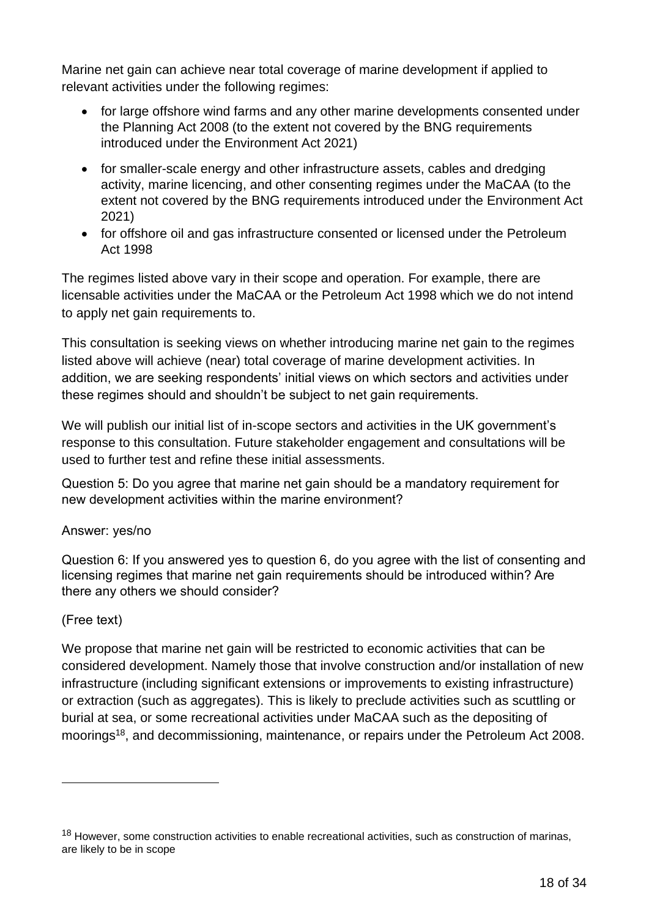Marine net gain can achieve near total coverage of marine development if applied to relevant activities under the following regimes:

- for large offshore wind farms and any other marine developments consented under the Planning Act 2008 (to the extent not covered by the BNG requirements introduced under the Environment Act 2021)
- for smaller-scale energy and other infrastructure assets, cables and dredging activity, marine licencing, and other consenting regimes under the MaCAA (to the extent not covered by the BNG requirements introduced under the Environment Act 2021)
- for offshore oil and gas infrastructure consented or licensed under the Petroleum Act 1998

The regimes listed above vary in their scope and operation. For example, there are licensable activities under the MaCAA or the Petroleum Act 1998 which we do not intend to apply net gain requirements to.

This consultation is seeking views on whether introducing marine net gain to the regimes listed above will achieve (near) total coverage of marine development activities. In addition, we are seeking respondents' initial views on which sectors and activities under these regimes should and shouldn't be subject to net gain requirements.

We will publish our initial list of in-scope sectors and activities in the UK government's response to this consultation. Future stakeholder engagement and consultations will be used to further test and refine these initial assessments.

Question 5: Do you agree that marine net gain should be a mandatory requirement for new development activities within the marine environment?

Answer: yes/no

Question 6: If you answered yes to question 6, do you agree with the list of consenting and licensing regimes that marine net gain requirements should be introduced within? Are there any others we should consider?

(Free text)

We propose that marine net gain will be restricted to economic activities that can be considered development. Namely those that involve construction and/or installation of new infrastructure (including significant extensions or improvements to existing infrastructure) or extraction (such as aggregates). This is likely to preclude activities such as scuttling or burial at sea, or some recreational activities under MaCAA such as the depositing of moorings[18], and decommissioning, maintenance, or repairs under the Petroleum Act 2008.

---

[18] However, some construction activities to enable recreational activities, such as construction of marinas, are likely to be in scope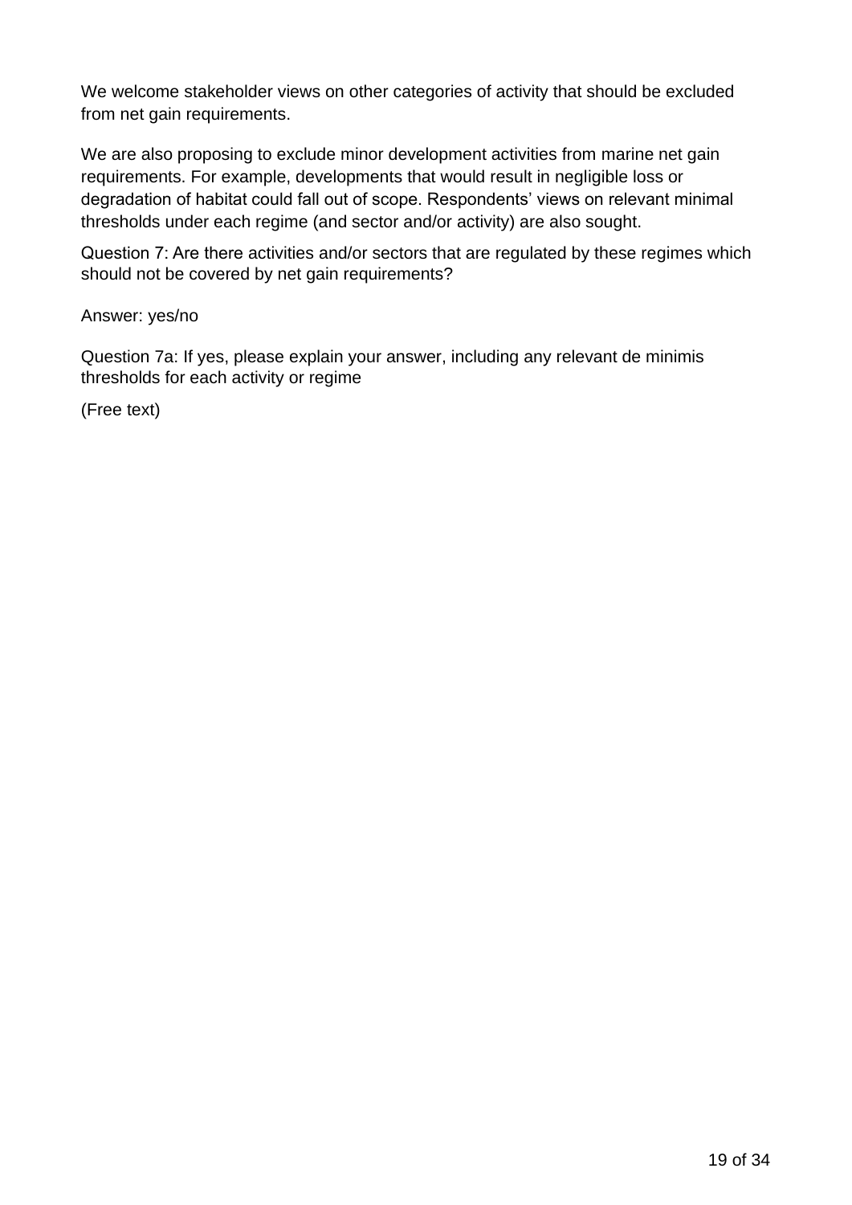We welcome stakeholder views on other categories of activity that should be excluded from net gain requirements.

We are also proposing to exclude minor development activities from marine net gain requirements. For example, developments that would result in negligible loss or degradation of habitat could fall out of scope. Respondents' views on relevant minimal thresholds under each regime (and sector and/or activity) are also sought.

Question 7: Are there activities and/or sectors that are regulated by these regimes which should not be covered by net gain requirements?

Answer: yes/no

Question 7a: If yes, please explain your answer, including any relevant de minimis thresholds for each activity or regime

(Free text)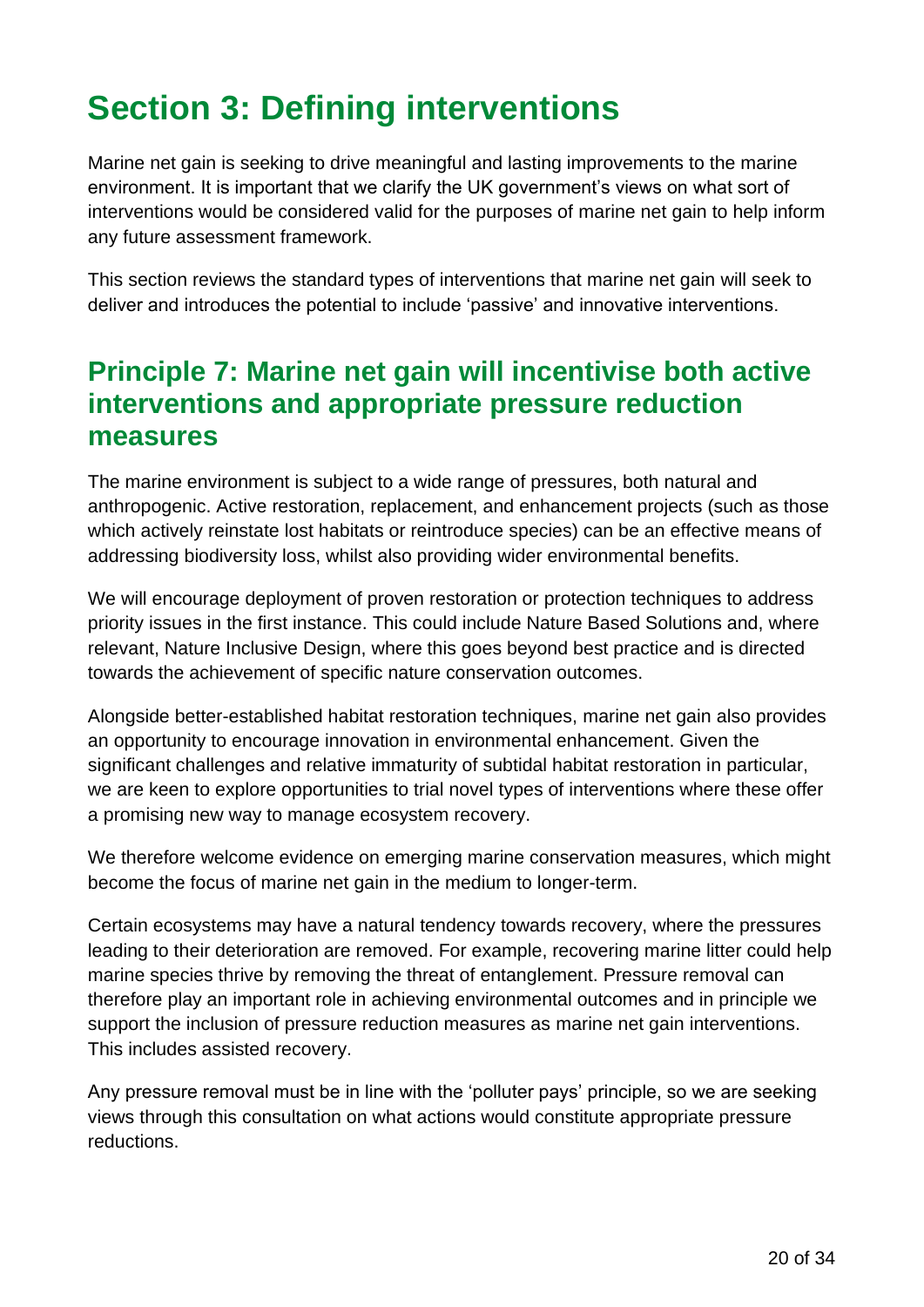# Section 3: Defining interventions

Marine net gain is seeking to drive meaningful and lasting improvements to the marine environment. It is important that we clarify the UK government's views on what sort of interventions would be considered valid for the purposes of marine net gain to help inform any future assessment framework.

This section reviews the standard types of interventions that marine net gain will seek to deliver and introduces the potential to include 'passive' and innovative interventions.

## Principle 7: Marine net gain will incentivise both active interventions and appropriate pressure reduction measures

The marine environment is subject to a wide range of pressures, both natural and anthropogenic. Active restoration, replacement, and enhancement projects (such as those which actively reinstate lost habitats or reintroduce species) can be an effective means of addressing biodiversity loss, whilst also providing wider environmental benefits.

We will encourage deployment of proven restoration or protection techniques to address priority issues in the first instance. This could include Nature Based Solutions and, where relevant, Nature Inclusive Design, where this goes beyond best practice and is directed towards the achievement of specific nature conservation outcomes.

Alongside better-established habitat restoration techniques, marine net gain also provides an opportunity to encourage innovation in environmental enhancement. Given the significant challenges and relative immaturity of subtidal habitat restoration in particular, we are keen to explore opportunities to trial novel types of interventions where these offer a promising new way to manage ecosystem recovery.

We therefore welcome evidence on emerging marine conservation measures, which might become the focus of marine net gain in the medium to longer-term.

Certain ecosystems may have a natural tendency towards recovery, where the pressures leading to their deterioration are removed. For example, recovering marine litter could help marine species thrive by removing the threat of entanglement. Pressure removal can therefore play an important role in achieving environmental outcomes and in principle we support the inclusion of pressure reduction measures as marine net gain interventions. This includes assisted recovery.

Any pressure removal must be in line with the 'polluter pays' principle, so we are seeking views through this consultation on what actions would constitute appropriate pressure reductions.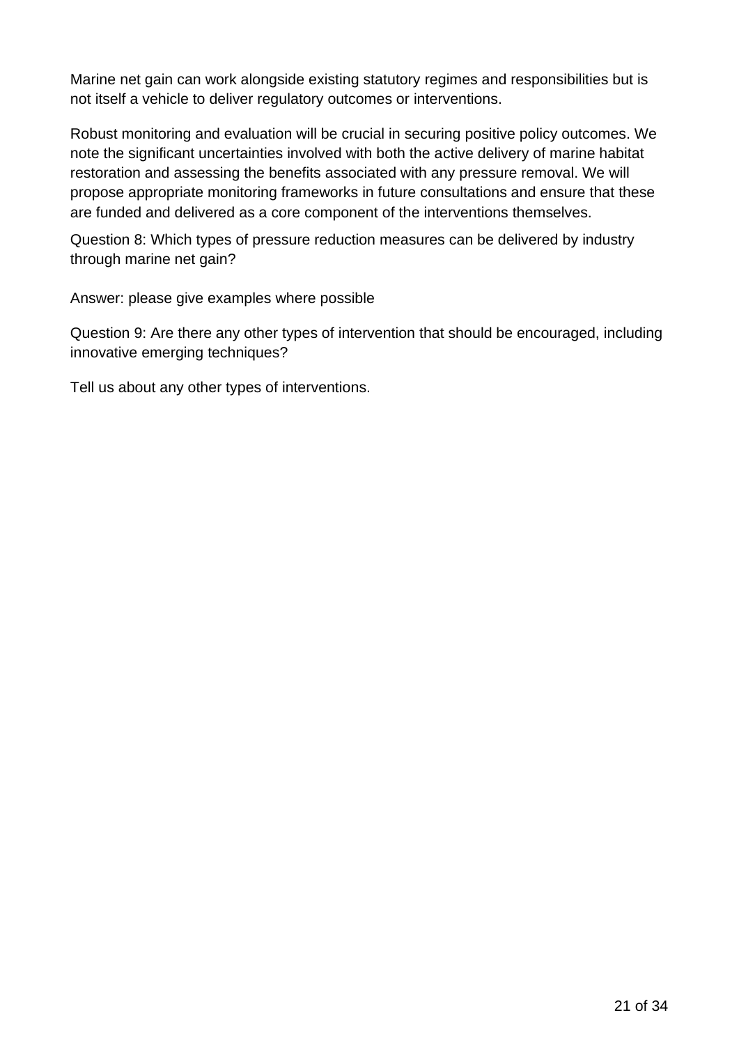Marine net gain can work alongside existing statutory regimes and responsibilities but is not itself a vehicle to deliver regulatory outcomes or interventions.

Robust monitoring and evaluation will be crucial in securing positive policy outcomes. We note the significant uncertainties involved with both the active delivery of marine habitat restoration and assessing the benefits associated with any pressure removal. We will propose appropriate monitoring frameworks in future consultations and ensure that these are funded and delivered as a core component of the interventions themselves.

Question 8: Which types of pressure reduction measures can be delivered by industry through marine net gain?

Answer: please give examples where possible

Question 9: Are there any other types of intervention that should be encouraged, including innovative emerging techniques?

Tell us about any other types of interventions.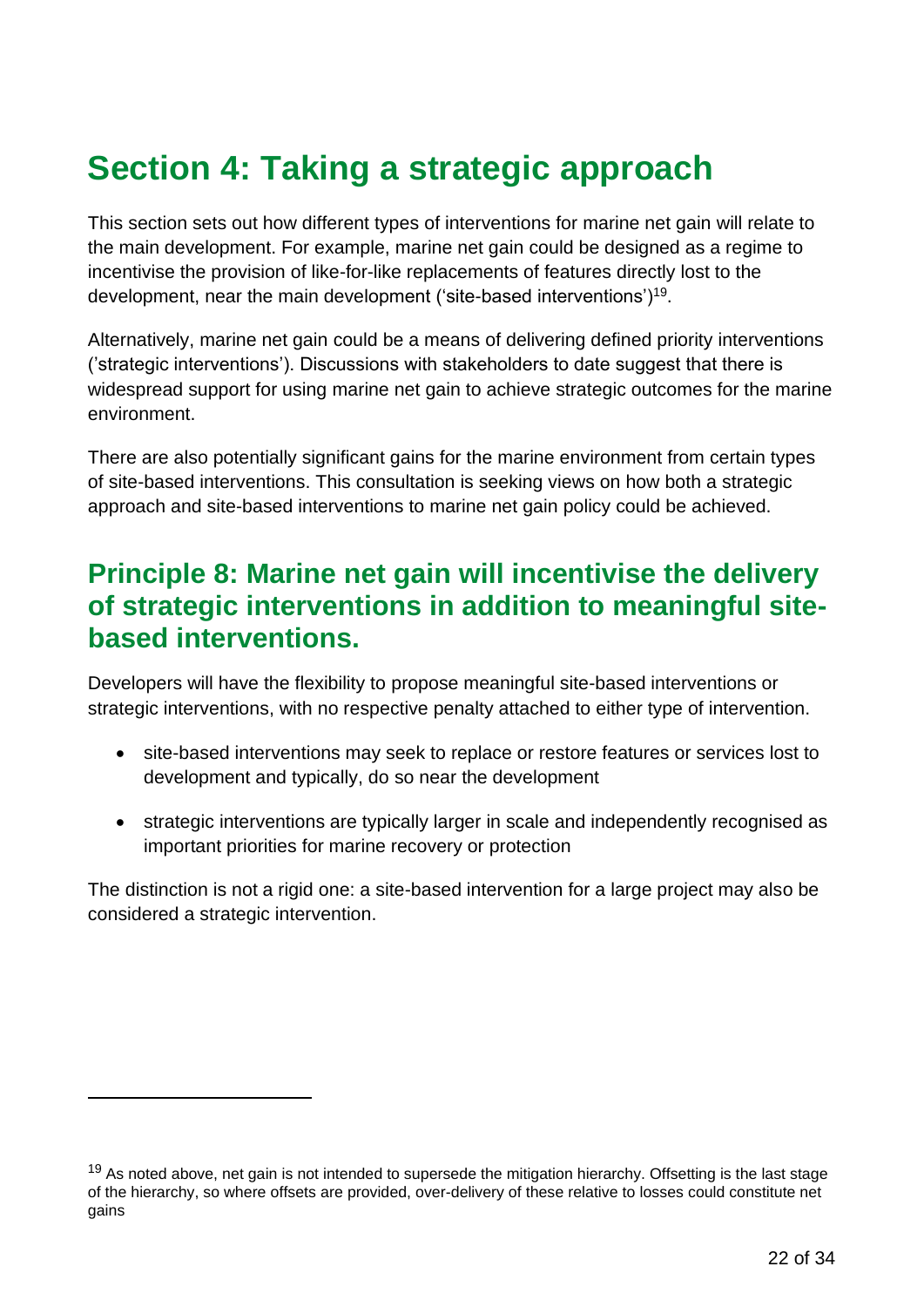# Section 4: Taking a strategic approach

This section sets out how different types of interventions for marine net gain will relate to the main development. For example, marine net gain could be designed as a regime to incentivise the provision of like-for-like replacements of features directly lost to the development, near the main development ('site-based interventions')[19].

Alternatively, marine net gain could be a means of delivering defined priority interventions ('strategic interventions'). Discussions with stakeholders to date suggest that there is widespread support for using marine net gain to achieve strategic outcomes for the marine environment.

There are also potentially significant gains for the marine environment from certain types of site-based interventions. This consultation is seeking views on how both a strategic approach and site-based interventions to marine net gain policy could be achieved.

## Principle 8: Marine net gain will incentivise the delivery of strategic interventions in addition to meaningful site-based interventions.

Developers will have the flexibility to propose meaningful site-based interventions or strategic interventions, with no respective penalty attached to either type of intervention.

- site-based interventions may seek to replace or restore features or services lost to development and typically, do so near the development
- strategic interventions are typically larger in scale and independently recognised as important priorities for marine recovery or protection

The distinction is not a rigid one: a site-based intervention for a large project may also be considered a strategic intervention.

---

[19] As noted above, net gain is not intended to supersede the mitigation hierarchy. Offsetting is the last stage of the hierarchy, so where offsets are provided, over-delivery of these relative to losses could constitute net gains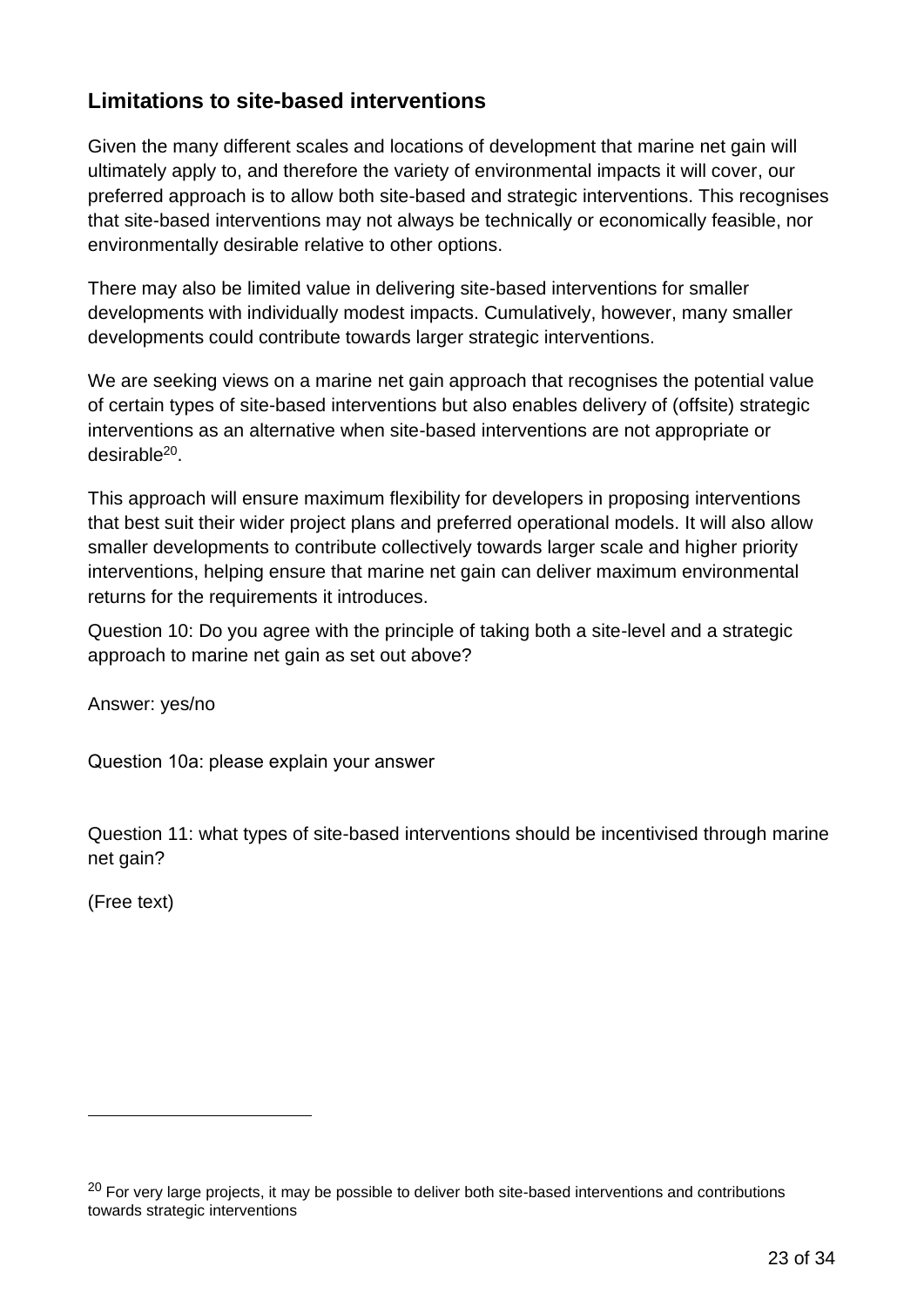## Limitations to site-based interventions

Given the many different scales and locations of development that marine net gain will ultimately apply to, and therefore the variety of environmental impacts it will cover, our preferred approach is to allow both site-based and strategic interventions. This recognises that site-based interventions may not always be technically or economically feasible, nor environmentally desirable relative to other options.

There may also be limited value in delivering site-based interventions for smaller developments with individually modest impacts. Cumulatively, however, many smaller developments could contribute towards larger strategic interventions.

We are seeking views on a marine net gain approach that recognises the potential value of certain types of site-based interventions but also enables delivery of (offsite) strategic interventions as an alternative when site-based interventions are not appropriate or desirable[20].

This approach will ensure maximum flexibility for developers in proposing interventions that best suit their wider project plans and preferred operational models. It will also allow smaller developments to contribute collectively towards larger scale and higher priority interventions, helping ensure that marine net gain can deliver maximum environmental returns for the requirements it introduces.

Question 10: Do you agree with the principle of taking both a site-level and a strategic approach to marine net gain as set out above?

Answer: yes/no

Question 10a: please explain your answer

Question 11: what types of site-based interventions should be incentivised through marine net gain?

(Free text)

[20] For very large projects, it may be possible to deliver both site-based interventions and contributions towards strategic interventions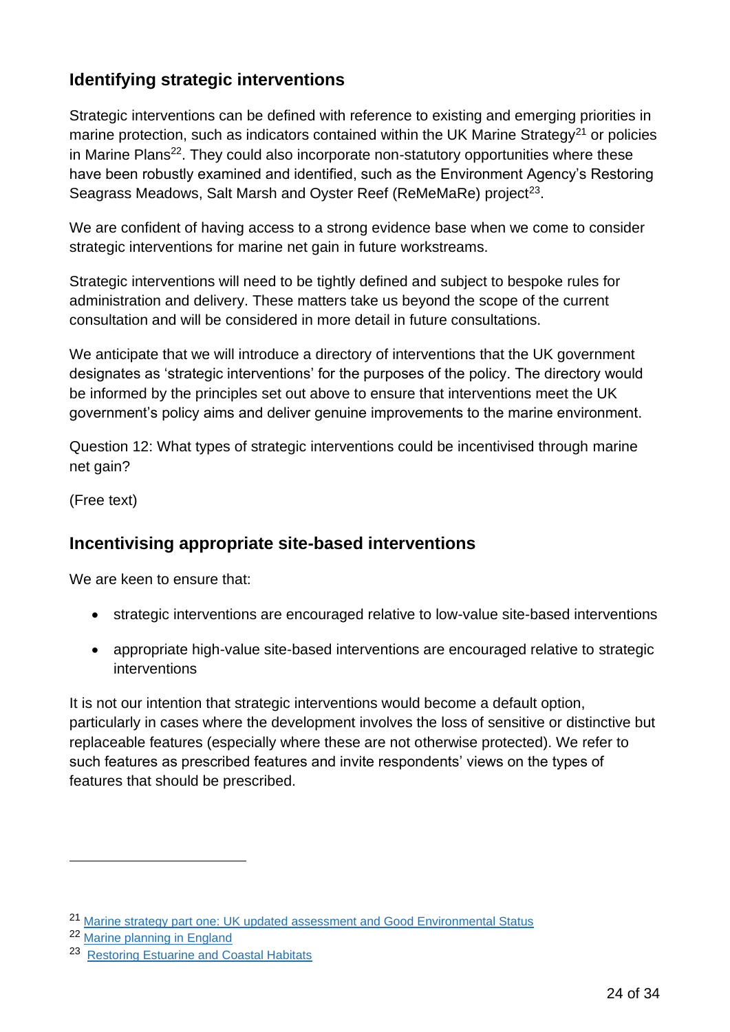## Identifying strategic interventions

Strategic interventions can be defined with reference to existing and emerging priorities in marine protection, such as indicators contained within the UK Marine Strategy[21] or policies in Marine Plans[22]. They could also incorporate non-statutory opportunities where these have been robustly examined and identified, such as the Environment Agency's Restoring Seagrass Meadows, Salt Marsh and Oyster Reef (ReMeMaRe) project[23].

We are confident of having access to a strong evidence base when we come to consider strategic interventions for marine net gain in future workstreams.

Strategic interventions will need to be tightly defined and subject to bespoke rules for administration and delivery. These matters take us beyond the scope of the current consultation and will be considered in more detail in future consultations.

We anticipate that we will introduce a directory of interventions that the UK government designates as 'strategic interventions' for the purposes of the policy. The directory would be informed by the principles set out above to ensure that interventions meet the UK government's policy aims and deliver genuine improvements to the marine environment.

Question 12: What types of strategic interventions could be incentivised through marine net gain?

(Free text)

## Incentivising appropriate site-based interventions

We are keen to ensure that:

- strategic interventions are encouraged relative to low-value site-based interventions
- appropriate high-value site-based interventions are encouraged relative to strategic interventions

It is not our intention that strategic interventions would become a default option, particularly in cases where the development involves the loss of sensitive or distinctive but replaceable features (especially where these are not otherwise protected). We refer to such features as prescribed features and invite respondents' views on the types of features that should be prescribed.

---

[21] Marine strategy part one: UK updated assessment and Good Environmental Status

[22] Marine planning in England

[23] Restoring Estuarine and Coastal Habitats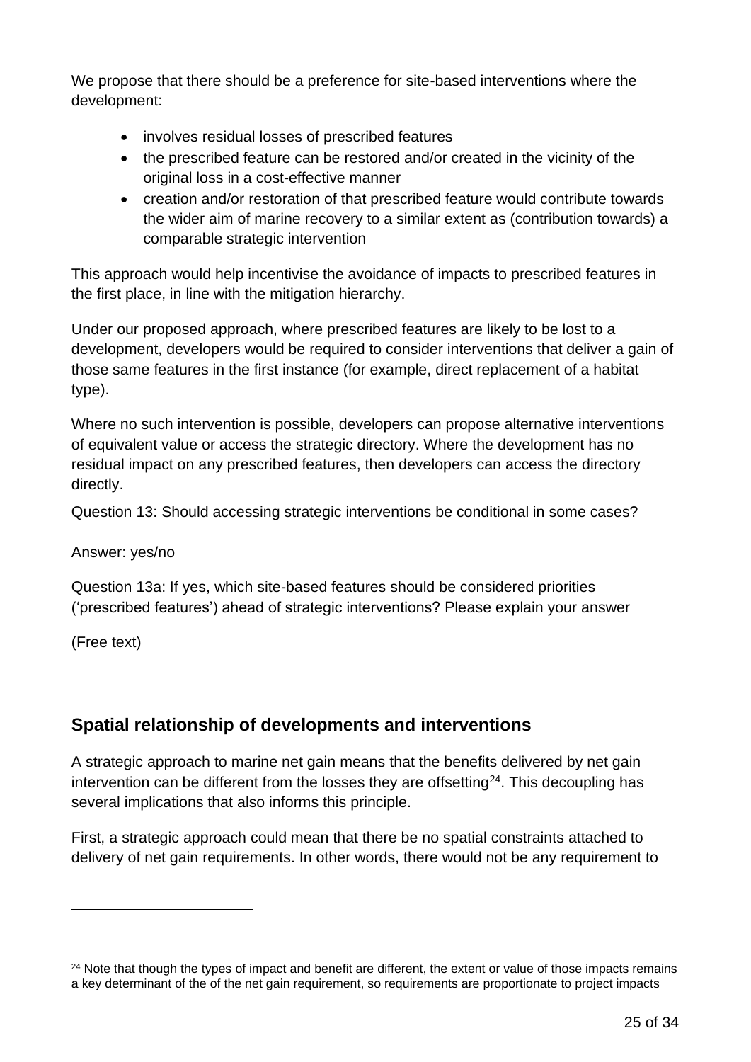We propose that there should be a preference for site-based interventions where the development:

- involves residual losses of prescribed features
- the prescribed feature can be restored and/or created in the vicinity of the original loss in a cost-effective manner
- creation and/or restoration of that prescribed feature would contribute towards the wider aim of marine recovery to a similar extent as (contribution towards) a comparable strategic intervention

This approach would help incentivise the avoidance of impacts to prescribed features in the first place, in line with the mitigation hierarchy.

Under our proposed approach, where prescribed features are likely to be lost to a development, developers would be required to consider interventions that deliver a gain of those same features in the first instance (for example, direct replacement of a habitat type).

Where no such intervention is possible, developers can propose alternative interventions of equivalent value or access the strategic directory. Where the development has no residual impact on any prescribed features, then developers can access the directory directly.

Question 13: Should accessing strategic interventions be conditional in some cases?

Answer: yes/no

Question 13a: If yes, which site-based features should be considered priorities ('prescribed features') ahead of strategic interventions? Please explain your answer

(Free text)

## Spatial relationship of developments and interventions

A strategic approach to marine net gain means that the benefits delivered by net gain intervention can be different from the losses they are offsetting[24]. This decoupling has several implications that also informs this principle.

First, a strategic approach could mean that there be no spatial constraints attached to delivery of net gain requirements. In other words, there would not be any requirement to

[24] Note that though the types of impact and benefit are different, the extent or value of those impacts remains a key determinant of the of the net gain requirement, so requirements are proportionate to project impacts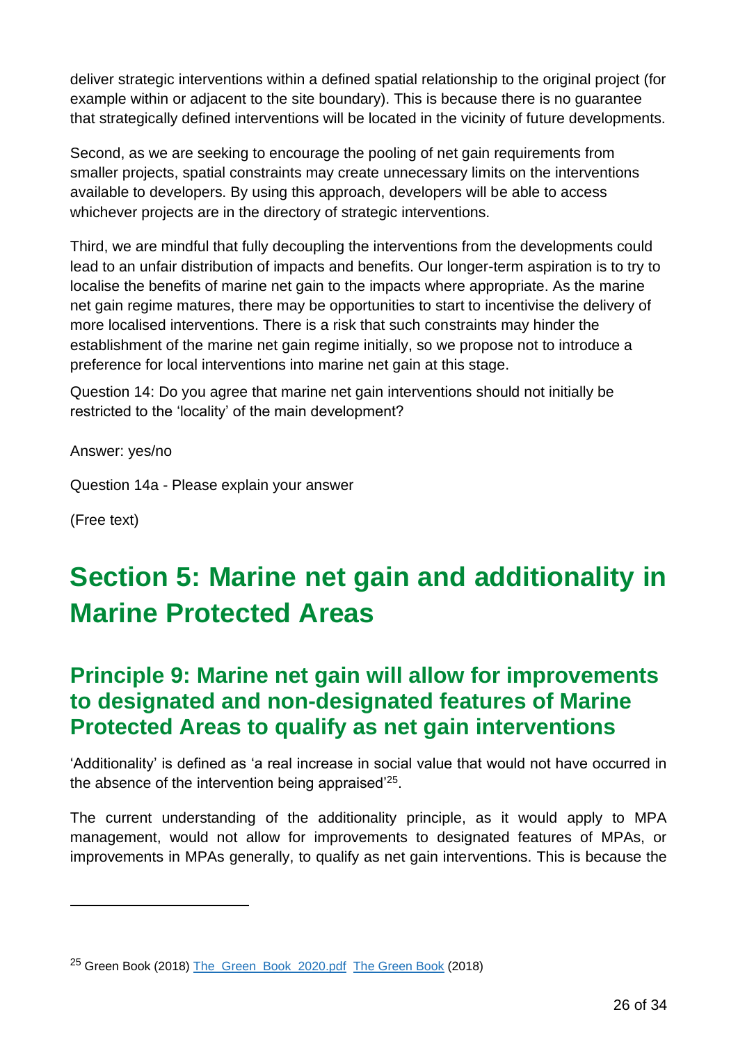deliver strategic interventions within a defined spatial relationship to the original project (for example within or adjacent to the site boundary). This is because there is no guarantee that strategically defined interventions will be located in the vicinity of future developments.

Second, as we are seeking to encourage the pooling of net gain requirements from smaller projects, spatial constraints may create unnecessary limits on the interventions available to developers. By using this approach, developers will be able to access whichever projects are in the directory of strategic interventions.

Third, we are mindful that fully decoupling the interventions from the developments could lead to an unfair distribution of impacts and benefits. Our longer-term aspiration is to try to localise the benefits of marine net gain to the impacts where appropriate. As the marine net gain regime matures, there may be opportunities to start to incentivise the delivery of more localised interventions. There is a risk that such constraints may hinder the establishment of the marine net gain regime initially, so we propose not to introduce a preference for local interventions into marine net gain at this stage.

Question 14: Do you agree that marine net gain interventions should not initially be restricted to the 'locality' of the main development?

Answer: yes/no

Question 14a - Please explain your answer

(Free text)

# Section 5: Marine net gain and additionality in Marine Protected Areas

## Principle 9: Marine net gain will allow for improvements to designated and non-designated features of Marine Protected Areas to qualify as net gain interventions

'Additionality' is defined as 'a real increase in social value that would not have occurred in the absence of the intervention being appraised'[25].

The current understanding of the additionality principle, as it would apply to MPA management, would not allow for improvements to designated features of MPAs, or improvements in MPAs generally, to qualify as net gain interventions. This is because the

---

[25] Green Book (2018) The_Green_Book_2020.pdf The Green Book (2018)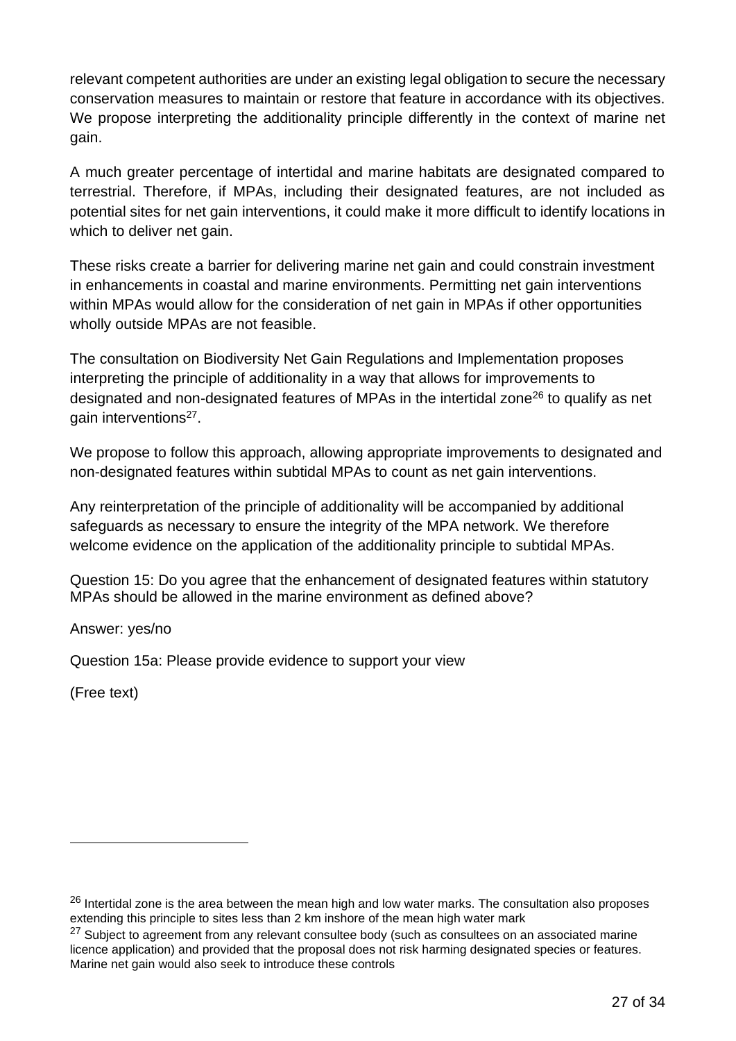relevant competent authorities are under an existing legal obligation to secure the necessary conservation measures to maintain or restore that feature in accordance with its objectives. We propose interpreting the additionality principle differently in the context of marine net gain.

A much greater percentage of intertidal and marine habitats are designated compared to terrestrial. Therefore, if MPAs, including their designated features, are not included as potential sites for net gain interventions, it could make it more difficult to identify locations in which to deliver net gain.

These risks create a barrier for delivering marine net gain and could constrain investment in enhancements in coastal and marine environments. Permitting net gain interventions within MPAs would allow for the consideration of net gain in MPAs if other opportunities wholly outside MPAs are not feasible.

The consultation on Biodiversity Net Gain Regulations and Implementation proposes interpreting the principle of additionality in a way that allows for improvements to designated and non-designated features of MPAs in the intertidal zone[26] to qualify as net gain interventions[27].

We propose to follow this approach, allowing appropriate improvements to designated and non-designated features within subtidal MPAs to count as net gain interventions.

Any reinterpretation of the principle of additionality will be accompanied by additional safeguards as necessary to ensure the integrity of the MPA network. We therefore welcome evidence on the application of the additionality principle to subtidal MPAs.

Question 15: Do you agree that the enhancement of designated features within statutory MPAs should be allowed in the marine environment as defined above?

Answer: yes/no

Question 15a: Please provide evidence to support your view

(Free text)

---

[26] Intertidal zone is the area between the mean high and low water marks. The consultation also proposes extending this principle to sites less than 2 km inshore of the mean high water mark

[27] Subject to agreement from any relevant consultee body (such as consultees on an associated marine licence application) and provided that the proposal does not risk harming designated species or features. Marine net gain would also seek to introduce these controls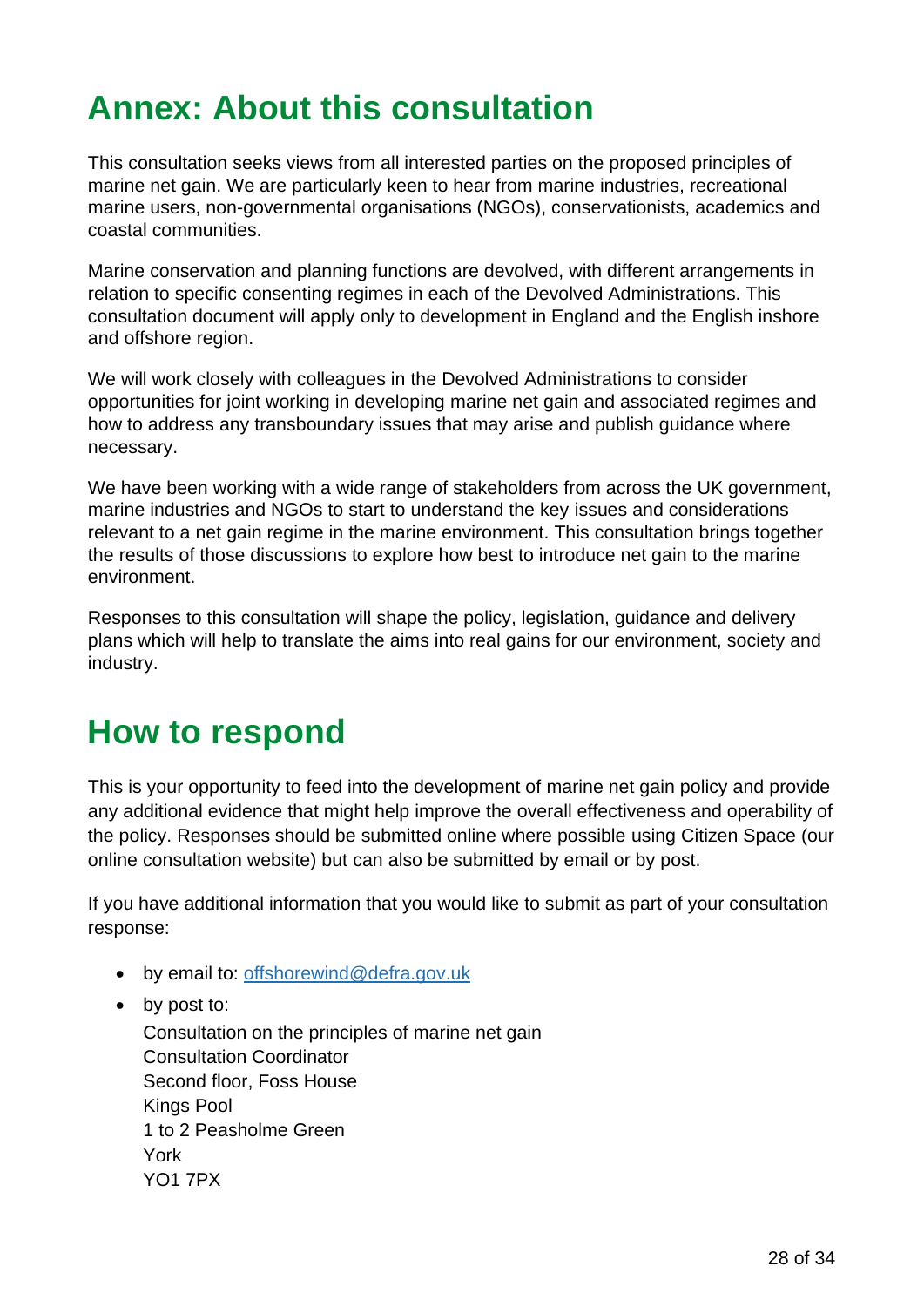# Annex: About this consultation

This consultation seeks views from all interested parties on the proposed principles of marine net gain. We are particularly keen to hear from marine industries, recreational marine users, non-governmental organisations (NGOs), conservationists, academics and coastal communities.

Marine conservation and planning functions are devolved, with different arrangements in relation to specific consenting regimes in each of the Devolved Administrations. This consultation document will apply only to development in England and the English inshore and offshore region.

We will work closely with colleagues in the Devolved Administrations to consider opportunities for joint working in developing marine net gain and associated regimes and how to address any transboundary issues that may arise and publish guidance where necessary.

We have been working with a wide range of stakeholders from across the UK government, marine industries and NGOs to start to understand the key issues and considerations relevant to a net gain regime in the marine environment. This consultation brings together the results of those discussions to explore how best to introduce net gain to the marine environment.

Responses to this consultation will shape the policy, legislation, guidance and delivery plans which will help to translate the aims into real gains for our environment, society and industry.

# How to respond

This is your opportunity to feed into the development of marine net gain policy and provide any additional evidence that might help improve the overall effectiveness and operability of the policy. Responses should be submitted online where possible using Citizen Space (our online consultation website) but can also be submitted by email or by post.

If you have additional information that you would like to submit as part of your consultation response:

- by email to: [offshorewind@defra.gov.uk](mailto:offshorewind@defra.gov.uk)
- by post to:
  Consultation on the principles of marine net gain
  Consultation Coordinator
  Second floor, Foss House
  Kings Pool
  1 to 2 Peasholme Green
  York
  YO1 7PX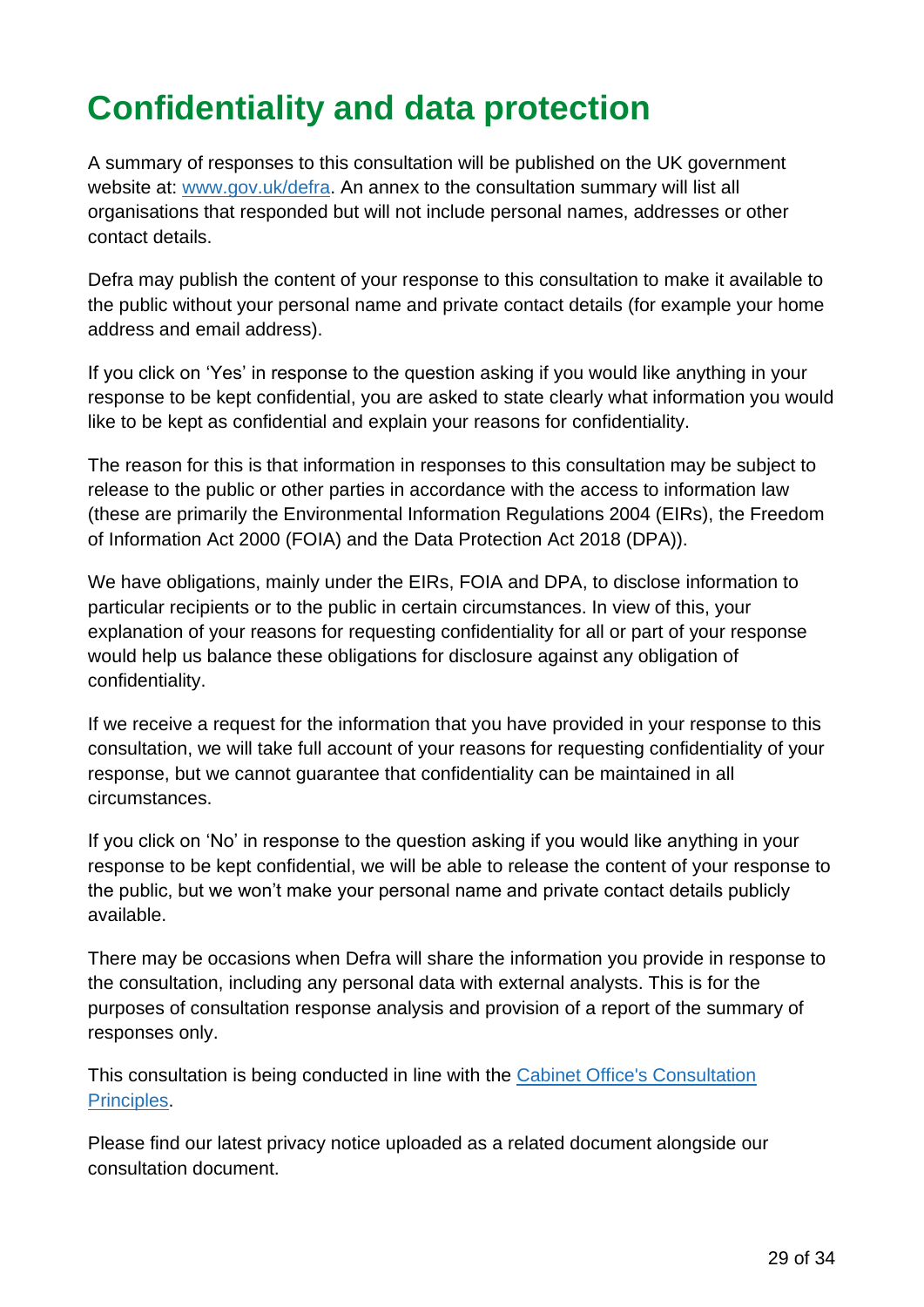# Confidentiality and data protection

A summary of responses to this consultation will be published on the UK government website at: [www.gov.uk/defra](www.gov.uk/defra). An annex to the consultation summary will list all organisations that responded but will not include personal names, addresses or other contact details.

Defra may publish the content of your response to this consultation to make it available to the public without your personal name and private contact details (for example your home address and email address).

If you click on 'Yes' in response to the question asking if you would like anything in your response to be kept confidential, you are asked to state clearly what information you would like to be kept as confidential and explain your reasons for confidentiality.

The reason for this is that information in responses to this consultation may be subject to release to the public or other parties in accordance with the access to information law (these are primarily the Environmental Information Regulations 2004 (EIRs), the Freedom of Information Act 2000 (FOIA) and the Data Protection Act 2018 (DPA)).

We have obligations, mainly under the EIRs, FOIA and DPA, to disclose information to particular recipients or to the public in certain circumstances. In view of this, your explanation of your reasons for requesting confidentiality for all or part of your response would help us balance these obligations for disclosure against any obligation of confidentiality.

If we receive a request for the information that you have provided in your response to this consultation, we will take full account of your reasons for requesting confidentiality of your response, but we cannot guarantee that confidentiality can be maintained in all circumstances.

If you click on 'No' in response to the question asking if you would like anything in your response to be kept confidential, we will be able to release the content of your response to the public, but we won't make your personal name and private contact details publicly available.

There may be occasions when Defra will share the information you provide in response to the consultation, including any personal data with external analysts. This is for the purposes of consultation response analysis and provision of a report of the summary of responses only.

This consultation is being conducted in line with the Cabinet Office's Consultation Principles.

Please find our latest privacy notice uploaded as a related document alongside our consultation document.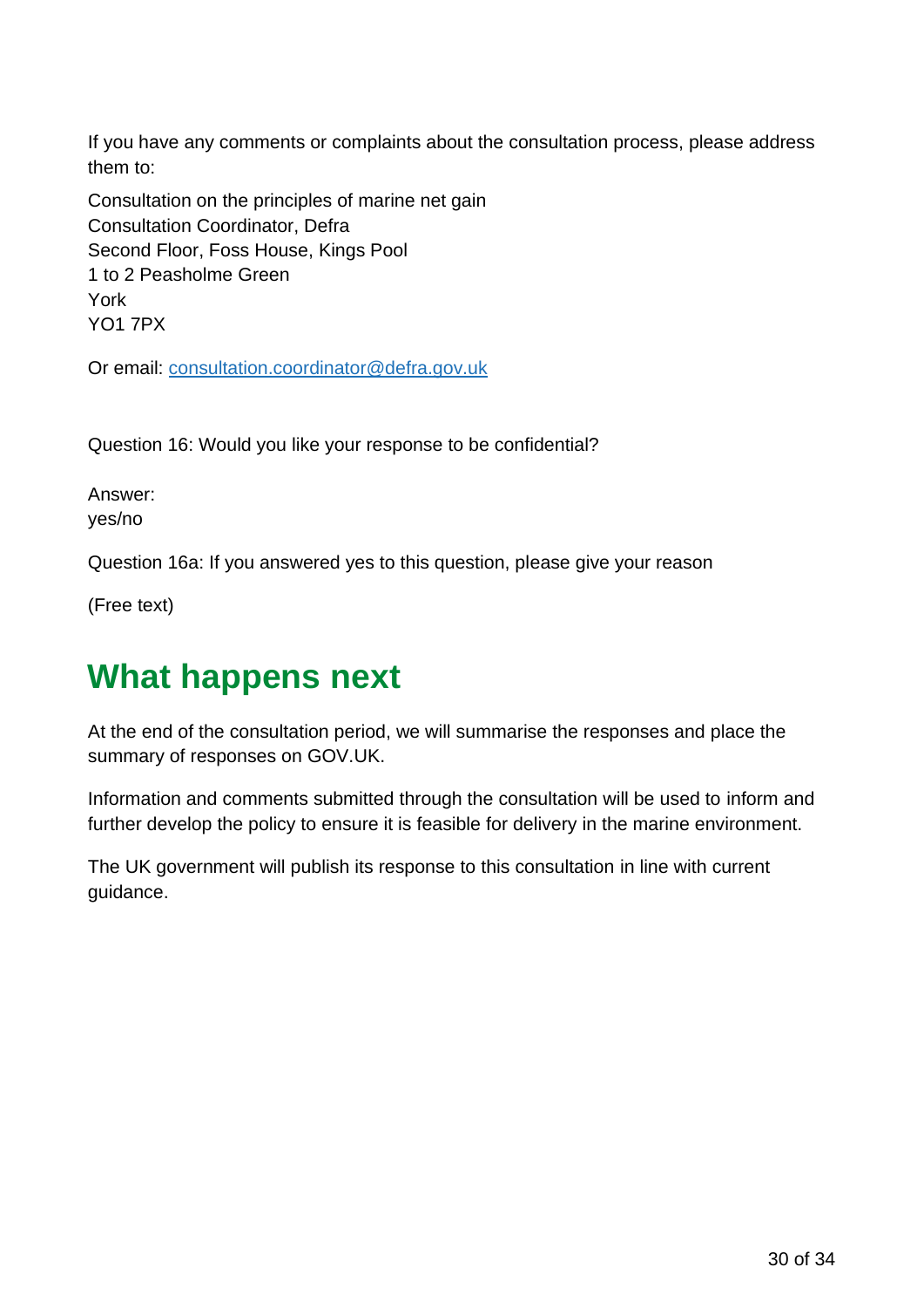If you have any comments or complaints about the consultation process, please address them to:

Consultation on the principles of marine net gain
Consultation Coordinator, Defra
Second Floor, Foss House, Kings Pool
1 to 2 Peasholme Green
York
YO1 7PX

Or email: consultation.coordinator@defra.gov.uk

Question 16: Would you like your response to be confidential?

Answer:
yes/no

Question 16a: If you answered yes to this question, please give your reason

(Free text)

# What happens next

At the end of the consultation period, we will summarise the responses and place the summary of responses on GOV.UK.

Information and comments submitted through the consultation will be used to inform and further develop the policy to ensure it is feasible for delivery in the marine environment.

The UK government will publish its response to this consultation in line with current guidance.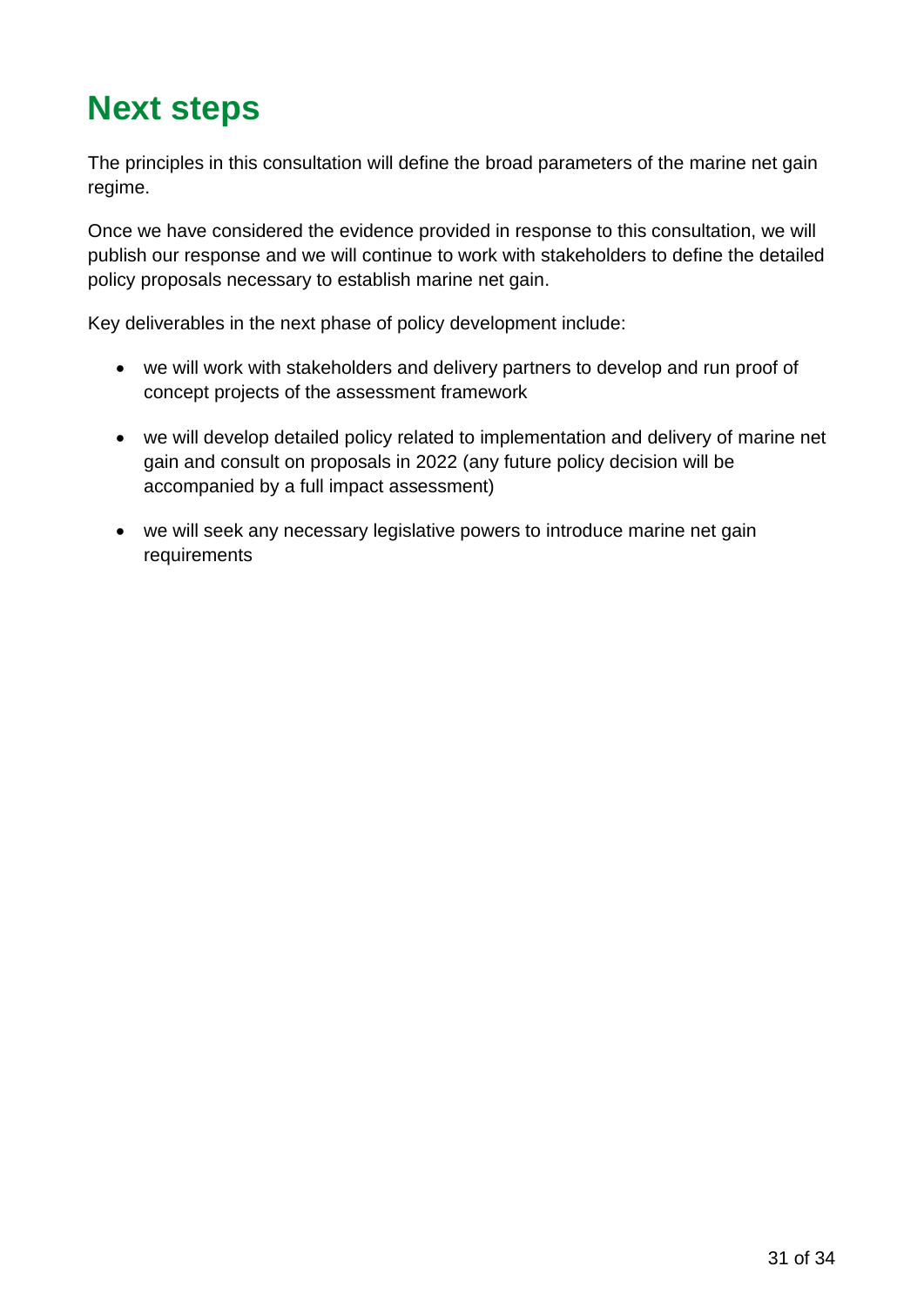# Next steps

The principles in this consultation will define the broad parameters of the marine net gain regime.

Once we have considered the evidence provided in response to this consultation, we will publish our response and we will continue to work with stakeholders to define the detailed policy proposals necessary to establish marine net gain.

Key deliverables in the next phase of policy development include:

- we will work with stakeholders and delivery partners to develop and run proof of concept projects of the assessment framework
- we will develop detailed policy related to implementation and delivery of marine net gain and consult on proposals in 2022 (any future policy decision will be accompanied by a full impact assessment)
- we will seek any necessary legislative powers to introduce marine net gain requirements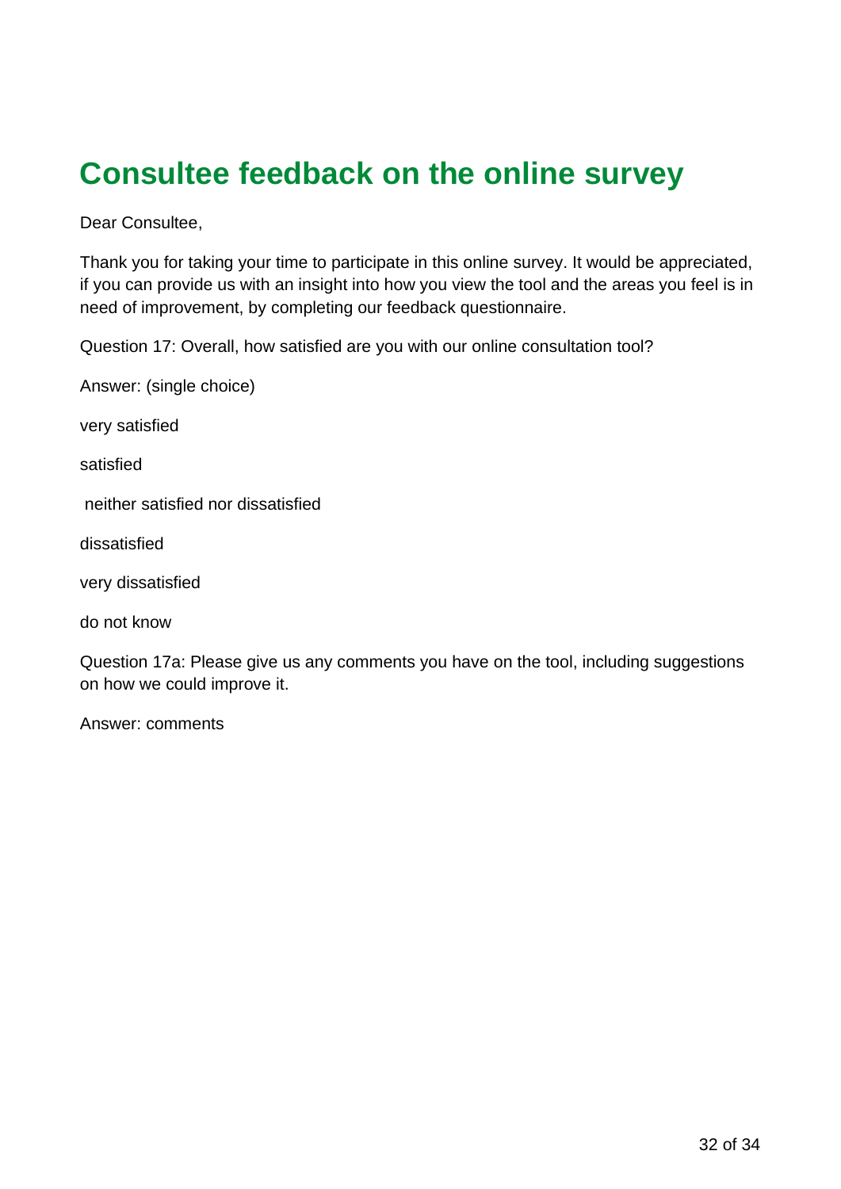# Consultee feedback on the online survey

Dear Consultee,

Thank you for taking your time to participate in this online survey. It would be appreciated, if you can provide us with an insight into how you view the tool and the areas you feel is in need of improvement, by completing our feedback questionnaire.

Question 17: Overall, how satisfied are you with our online consultation tool?

Answer: (single choice)

very satisfied

satisfied

neither satisfied nor dissatisfied

dissatisfied

very dissatisfied

do not know

Question 17a: Please give us any comments you have on the tool, including suggestions on how we could improve it.

Answer: comments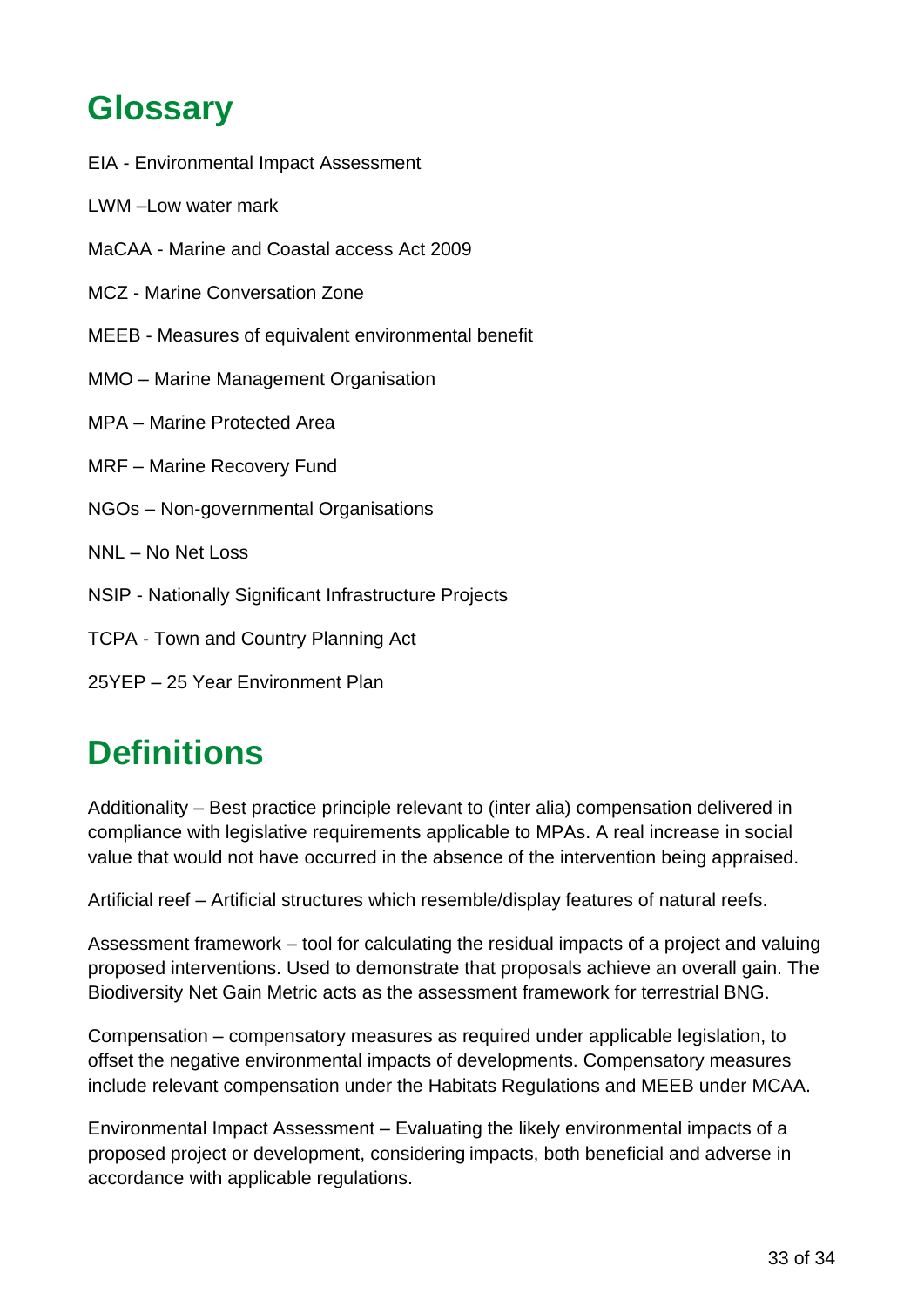## Glossary

EIA - Environmental Impact Assessment

LWM –Low water mark

MaCAA - Marine and Coastal access Act 2009

MCZ - Marine Conversation Zone

MEEB - Measures of equivalent environmental benefit

MMO – Marine Management Organisation

MPA – Marine Protected Area

MRF – Marine Recovery Fund

NGOs – Non-governmental Organisations

NNL – No Net Loss

NSIP - Nationally Significant Infrastructure Projects

TCPA - Town and Country Planning Act

25YEP – 25 Year Environment Plan

## Definitions

Additionality – Best practice principle relevant to (inter alia) compensation delivered in compliance with legislative requirements applicable to MPAs. A real increase in social value that would not have occurred in the absence of the intervention being appraised.

Artificial reef – Artificial structures which resemble/display features of natural reefs.

Assessment framework – tool for calculating the residual impacts of a project and valuing proposed interventions. Used to demonstrate that proposals achieve an overall gain. The Biodiversity Net Gain Metric acts as the assessment framework for terrestrial BNG.

Compensation – compensatory measures as required under applicable legislation, to offset the negative environmental impacts of developments. Compensatory measures include relevant compensation under the Habitats Regulations and MEEB under MCAA.

Environmental Impact Assessment – Evaluating the likely environmental impacts of a proposed project or development, considering impacts, both beneficial and adverse in accordance with applicable regulations.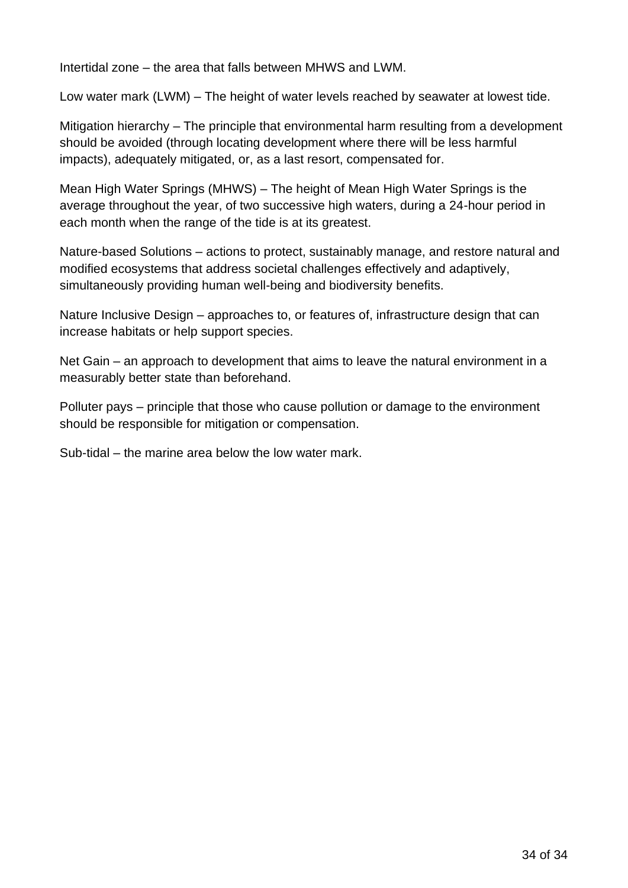Intertidal zone – the area that falls between MHWS and LWM.

Low water mark (LWM) – The height of water levels reached by seawater at lowest tide.

Mitigation hierarchy – The principle that environmental harm resulting from a development should be avoided (through locating development where there will be less harmful impacts), adequately mitigated, or, as a last resort, compensated for.

Mean High Water Springs (MHWS) – The height of Mean High Water Springs is the average throughout the year, of two successive high waters, during a 24-hour period in each month when the range of the tide is at its greatest.

Nature-based Solutions – actions to protect, sustainably manage, and restore natural and modified ecosystems that address societal challenges effectively and adaptively, simultaneously providing human well-being and biodiversity benefits.

Nature Inclusive Design – approaches to, or features of, infrastructure design that can increase habitats or help support species.

Net Gain – an approach to development that aims to leave the natural environment in a measurably better state than beforehand.

Polluter pays – principle that those who cause pollution or damage to the environment should be responsible for mitigation or compensation.

Sub-tidal – the marine area below the low water mark.